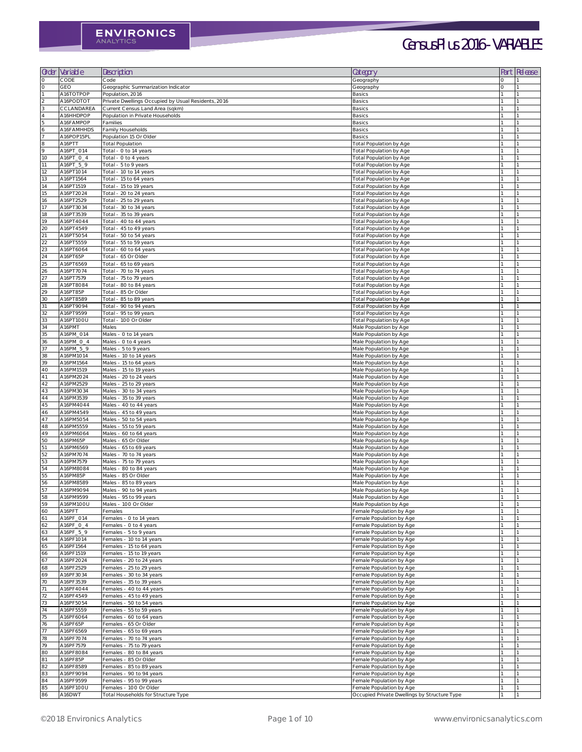# CensusPlus 2016 - VARIABLES

| Order | Variable | Description | Category | Part | Release |
|---|---|---|---|---|---|
| 0 | CODE | Code | Geography | 0 | 1 |
| 0 | GEO | Geographic Summarization Indicator | Geography | 0 | 1 |
| 1 | A16TOTPOP | Population, 2016 | Basics | 1 | 1 |
| 2 | A16PODTOT | Private Dwellings Occupied by Usual Residents, 2016 | Basics | 1 | 1 |
| 3 | CCLANDAREA | Current Census Land Area (sqkm) | Basics | 1 | 1 |
| 4 | A16HHDPOP | Population in Private Households | Basics | 1 | 1 |
| 5 | A16FAMPOP | Families | Basics | 1 | 1 |
| 6 | A16FAMHHDS | Family Households | Basics | 1 | 1 |
| 7 | A16POP15PL | Population 15 Or Older | Basics | 1 | 1 |
| 8 | A16PTT | Total Population | Total Population by Age | 1 | 1 |
| 9 | A16PT_014 | Total - 0 to 14 years | Total Population by Age | 1 | 1 |
| 10 | A16PT_0_4 | Total - 0 to 4 years | Total Population by Age | 1 | 1 |
| 11 | A16PT_5_9 | Total - 5 to 9 years | Total Population by Age | 1 | 1 |
| 12 | A16PT1014 | Total - 10 to 14 years | Total Population by Age | 1 | 1 |
| 13 | A16PT1564 | Total - 15 to 64 years | Total Population by Age | 1 | 1 |
| 14 | A16PT1519 | Total - 15 to 19 years | Total Population by Age | 1 | 1 |
| 15 | A16PT2024 | Total - 20 to 24 years | Total Population by Age | 1 | 1 |
| 16 | A16PT2529 | Total - 25 to 29 years | Total Population by Age | 1 | 1 |
| 17 | A16PT3034 | Total - 30 to 34 years | Total Population by Age | 1 | 1 |
| 18 | A16PT3539 | Total - 35 to 39 years | Total Population by Age | 1 | 1 |
| 19 | A16PT4044 | Total - 40 to 44 years | Total Population by Age | 1 | 1 |
| 20 | A16PT4549 | Total - 45 to 49 years | Total Population by Age | 1 | 1 |
| 21 | A16PT5054 | Total - 50 to 54 years | Total Population by Age | 1 | 1 |
| 22 | A16PT5559 | Total - 55 to 59 years | Total Population by Age | 1 | 1 |
| 23 | A16PT6064 | Total - 60 to 64 years | Total Population by Age | 1 | 1 |
| 24 | A16PT65P | Total - 65 Or Older | Total Population by Age | 1 | 1 |
| 25 | A16PT6569 | Total - 65 to 69 years | Total Population by Age | 1 | 1 |
| 26 | A16PT7074 | Total - 70 to 74 years | Total Population by Age | 1 | 1 |
| 27 | A16PT7579 | Total - 75 to 79 years | Total Population by Age | 1 | 1 |
| 28 | A16PT8084 | Total - 80 to 84 years | Total Population by Age | 1 | 1 |
| 29 | A16PT85P | Total - 85 Or Older | Total Population by Age | 1 | 1 |
| 30 | A16PT8589 | Total - 85 to 89 years | Total Population by Age | 1 | 1 |
| 31 | A16PT9094 | Total - 90 to 94 years | Total Population by Age | 1 | 1 |
| 32 | A16PT9599 | Total - 95 to 99 years | Total Population by Age | 1 | 1 |
| 33 | A16PT100U | Total - 100 Or Older | Total Population by Age | 1 | 1 |
| 34 | A16PMT | Males | Male Population by Age | 1 | 1 |
| 35 | A16PM_014 | Males - 0 to 14 years | Male Population by Age | 1 | 1 |
| 36 | A16PM_0_4 | Males - 0 to 4 years | Male Population by Age | 1 | 1 |
| 37 | A16PM_5_9 | Males - 5 to 9 years | Male Population by Age | 1 | 1 |
| 38 | A16PM1014 | Males - 10 to 14 years | Male Population by Age | 1 | 1 |
| 39 | A16PM1564 | Males - 15 to 64 years | Male Population by Age | 1 | 1 |
| 40 | A16PM1519 | Males - 15 to 19 years | Male Population by Age | 1 | 1 |
| 41 | A16PM2024 | Males - 20 to 24 years | Male Population by Age | 1 | 1 |
| 42 | A16PM2529 | Males - 25 to 29 years | Male Population by Age | 1 | 1 |
| 43 | A16PM3034 | Males - 30 to 34 years | Male Population by Age | 1 | 1 |
| 44 | A16PM3539 | Males - 35 to 39 years | Male Population by Age | 1 | 1 |
| 45 | A16PM4044 | Males - 40 to 44 years | Male Population by Age | 1 | 1 |
| 46 | A16PM4549 | Males - 45 to 49 years | Male Population by Age | 1 | 1 |
| 47 | A16PM5054 | Males - 50 to 54 years | Male Population by Age | 1 | 1 |
| 48 | A16PM5559 | Males - 55 to 59 years | Male Population by Age | 1 | 1 |
| 49 | A16PM6064 | Males - 60 to 64 years | Male Population by Age | 1 | 1 |
| 50 | A16PM65P | Males - 65 Or Older | Male Population by Age | 1 | 1 |
| 51 | A16PM6569 | Males - 65 to 69 years | Male Population by Age | 1 | 1 |
| 52 | A16PM7074 | Males - 70 to 74 years | Male Population by Age | 1 | 1 |
| 53 | A16PM7579 | Males - 75 to 79 years | Male Population by Age | 1 | 1 |
| 54 | A16PM8084 | Males - 80 to 84 years | Male Population by Age | 1 | 1 |
| 55 | A16PM85P | Males - 85 Or Older | Male Population by Age | 1 | 1 |
| 56 | A16PM8589 | Males - 85 to 89 years | Male Population by Age | 1 | 1 |
| 57 | A16PM9094 | Males - 90 to 94 years | Male Population by Age | 1 | 1 |
| 58 | A16PM9599 | Males - 95 to 99 years | Male Population by Age | 1 | 1 |
| 59 | A16PM100U | Males - 100 Or Older | Male Population by Age | 1 | 1 |
| 60 | A16PFT | Females | Female Population by Age | 1 | 1 |
| 61 | A16PF_014 | Females - 0 to 14 years | Female Population by Age | 1 | 1 |
| 62 | A16PF_0_4 | Females - 0 to 4 years | Female Population by Age | 1 | 1 |
| 63 | A16PF_5_9 | Females - 5 to 9 years | Female Population by Age | 1 | 1 |
| 64 | A16PF1014 | Females - 10 to 14 years | Female Population by Age | 1 | 1 |
| 65 | A16PF1564 | Females - 15 to 64 years | Female Population by Age | 1 | 1 |
| 66 | A16PF1519 | Females - 15 to 19 years | Female Population by Age | 1 | 1 |
| 67 | A16PF2024 | Females - 20 to 24 years | Female Population by Age | 1 | 1 |
| 68 | A16PF2529 | Females - 25 to 29 years | Female Population by Age | 1 | 1 |
| 69 | A16PF3034 | Females - 30 to 34 years | Female Population by Age | 1 | 1 |
| 70 | A16PF3539 | Females - 35 to 39 years | Female Population by Age | 1 | 1 |
| 71 | A16PF4044 | Females - 40 to 44 years | Female Population by Age | 1 | 1 |
| 72 | A16PF4549 | Females - 45 to 49 years | Female Population by Age | 1 | 1 |
| 73 | A16PF5054 | Females - 50 to 54 years | Female Population by Age | 1 | 1 |
| 74 | A16PF5559 | Females - 55 to 59 years | Female Population by Age | 1 | 1 |
| 75 | A16PF6064 | Females - 60 to 64 years | Female Population by Age | 1 | 1 |
| 76 | A16PF65P | Females - 65 Or Older | Female Population by Age | 1 | 1 |
| 77 | A16PF6569 | Females - 65 to 69 years | Female Population by Age | 1 | 1 |
| 78 | A16PF7074 | Females - 70 to 74 years | Female Population by Age | 1 | 1 |
| 79 | A16PF7579 | Females - 75 to 79 years | Female Population by Age | 1 | 1 |
| 80 | A16PF8084 | Females - 80 to 84 years | Female Population by Age | 1 | 1 |
| 81 | A16PF85P | Females - 85 Or Older | Female Population by Age | 1 | 1 |
| 82 | A16PF8589 | Females - 85 to 89 years | Female Population by Age | 1 | 1 |
| 83 | A16PF9094 | Females - 90 to 94 years | Female Population by Age | 1 | 1 |
| 84 | A16PF9599 | Females - 95 to 99 years | Female Population by Age | 1 | 1 |
| 85 | A16PF100U | Females - 100 Or Older | Female Population by Age | 1 | 1 |
| 86 | A16DWT | Total Households for Structure Type | Occupied Private Dwellings by Structure Type | 1 | 1 |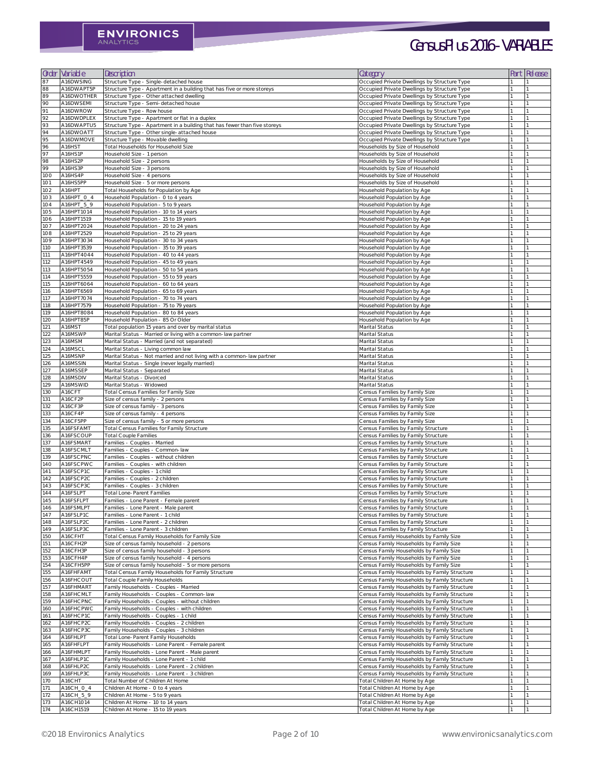| Order | Variable | Description | Category | Part | Release |
|---|---|---|---|---|---|
| 87 | A16DWSING | Structure Type - Single-detached house | Occupied Private Dwellings by Structure Type | 1 | 1 |
| 88 | A16DWAPT5P | Structure Type - Apartment in a building that has five or more storeys | Occupied Private Dwellings by Structure Type | 1 | 1 |
| 89 | A16DWOTHER | Structure Type - Other attached dwelling | Occupied Private Dwellings by Structure Type | 1 | 1 |
| 90 | A16DWSEMI | Structure Type - Semi-detached house | Occupied Private Dwellings by Structure Type | 1 | 1 |
| 91 | A16DWROW | Structure Type - Row house | Occupied Private Dwellings by Structure Type | 1 | 1 |
| 92 | A16DWDPLEX | Structure Type - Apartment or flat in a duplex | Occupied Private Dwellings by Structure Type | 1 | 1 |
| 93 | A16DWAPTU5 | Structure Type - Apartment in a building that has fewer than five storeys | Occupied Private Dwellings by Structure Type | 1 | 1 |
| 94 | A16DWOATT | Structure Type - Other single-attached house | Occupied Private Dwellings by Structure Type | 1 | 1 |
| 95 | A16DWMOVE | Structure Type - Movable dwelling | Occupied Private Dwellings by Structure Type | 1 | 1 |
| 96 | A16HST | Total Households for Household Size | Households by Size of Household | 1 | 1 |
| 97 | A16HS1P | Household Size - 1 person | Households by Size of Household | 1 | 1 |
| 98 | A16HS2P | Household Size - 2 persons | Households by Size of Household | 1 | 1 |
| 99 | A16HS3P | Household Size - 3 persons | Households by Size of Household | 1 | 1 |
| 100 | A16HS4P | Household Size - 4 persons | Households by Size of Household | 1 | 1 |
| 101 | A16HS5PP | Household Size - 5 or more persons | Households by Size of Household | 1 | 1 |
| 102 | A16HPT | Total Households for Population by Age | Household Population by Age | 1 | 1 |
| 103 | A16HPT_0_4 | Household Population - 0 to 4 years | Household Population by Age | 1 | 1 |
| 104 | A16HPT_5_9 | Household Population - 5 to 9 years | Household Population by Age | 1 | 1 |
| 105 | A16HPT1014 | Household Population - 10 to 14 years | Household Population by Age | 1 | 1 |
| 106 | A16HPT1519 | Household Population - 15 to 19 years | Household Population by Age | 1 | 1 |
| 107 | A16HPT2024 | Household Population - 20 to 24 years | Household Population by Age | 1 | 1 |
| 108 | A16HPT2529 | Household Population - 25 to 29 years | Household Population by Age | 1 | 1 |
| 109 | A16HPT3034 | Household Population - 30 to 34 years | Household Population by Age | 1 | 1 |
| 110 | A16HPT3539 | Household Population - 35 to 39 years | Household Population by Age | 1 | 1 |
| 111 | A16HPT4044 | Household Population - 40 to 44 years | Household Population by Age | 1 | 1 |
| 112 | A16HPT4549 | Household Population - 45 to 49 years | Household Population by Age | 1 | 1 |
| 113 | A16HPT5054 | Household Population - 50 to 54 years | Household Population by Age | 1 | 1 |
| 114 | A16HPT5559 | Household Population - 55 to 59 years | Household Population by Age | 1 | 1 |
| 115 | A16HPT6064 | Household Population - 60 to 64 years | Household Population by Age | 1 | 1 |
| 116 | A16HPT6569 | Household Population - 65 to 69 years | Household Population by Age | 1 | 1 |
| 117 | A16HPT7074 | Household Population - 70 to 74 years | Household Population by Age | 1 | 1 |
| 118 | A16HPT7579 | Household Population - 75 to 79 years | Household Population by Age | 1 | 1 |
| 119 | A16HPT8084 | Household Population - 80 to 84 years | Household Population by Age | 1 | 1 |
| 120 | A16HPT85P | Household Population - 85 Or Older | Household Population by Age | 1 | 1 |
| 121 | A16MST | Total population 15 years and over by marital status | Marital Status | 1 | 1 |
| 122 | A16MSWP | Marital Status - Married or living with a common-law partner | Marital Status | 1 | 1 |
| 123 | A16MSM | Marital Status - Married (and not separated) | Marital Status | 1 | 1 |
| 124 | A16MSCL | Marital Status - Living common law | Marital Status | 1 | 1 |
| 125 | A16MSNP | Marital Status - Not married and not living with a common-law partner | Marital Status | 1 | 1 |
| 126 | A16MSSIN | Marital Status - Single (never legally married) | Marital Status | 1 | 1 |
| 127 | A16MSSEP | Marital Status - Separated | Marital Status | 1 | 1 |
| 128 | A16MSDIV | Marital Status - Divorced | Marital Status | 1 | 1 |
| 129 | A16MSWID | Marital Status - Widowed | Marital Status | 1 | 1 |
| 130 | A16CFT | Total Census Families for Family Size | Census Families by Family Size | 1 | 1 |
| 131 | A16CF2P | Size of census family - 2 persons | Census Families by Family Size | 1 | 1 |
| 132 | A16CF3P | Size of census family - 3 persons | Census Families by Family Size | 1 | 1 |
| 133 | A16CF4P | Size of census family - 4 persons | Census Families by Family Size | 1 | 1 |
| 134 | A16CF5PP | Size of census family - 5 or more persons | Census Families by Family Size | 1 | 1 |
| 135 | A16FSFAMT | Total Census Families for Family Structure | Census Families by Family Structure | 1 | 1 |
| 136 | A16FSCOUP | Total Couple Families | Census Families by Family Structure | 1 | 1 |
| 137 | A16FSMART | Families - Couples - Married | Census Families by Family Structure | 1 | 1 |
| 138 | A16FSCMLT | Families - Couples - Common-law | Census Families by Family Structure | 1 | 1 |
| 139 | A16FSCPNC | Families - Couples - without children | Census Families by Family Structure | 1 | 1 |
| 140 | A16FSCPWC | Families - Couples - with children | Census Families by Family Structure | 1 | 1 |
| 141 | A16FSCP1C | Families - Couples - 1 child | Census Families by Family Structure | 1 | 1 |
| 142 | A16FSCP2C | Families - Couples - 2 children | Census Families by Family Structure | 1 | 1 |
| 143 | A16FSCP3C | Families - Couples - 3 children | Census Families by Family Structure | 1 | 1 |
| 144 | A16FSLPT | Total Lone-Parent Families | Census Families by Family Structure | 1 | 1 |
| 145 | A16FSFLPT | Families - Lone Parent - Female parent | Census Families by Family Structure | 1 | 1 |
| 146 | A16FSMLPT | Families - Lone Parent - Male parent | Census Families by Family Structure | 1 | 1 |
| 147 | A16FSLP1C | Families - Lone Parent - 1 child | Census Families by Family Structure | 1 | 1 |
| 148 | A16FSLP2C | Families - Lone Parent - 2 children | Census Families by Family Structure | 1 | 1 |
| 149 | A16FSLP3C | Families - Lone Parent - 3 children | Census Families by Family Structure | 1 | 1 |
| 150 | A16CFHT | Total Census Family Households for Family Size | Census Family Households by Family Size | 1 | 1 |
| 151 | A16CFH2P | Size of census family household - 2 persons | Census Family Households by Family Size | 1 | 1 |
| 152 | A16CFH3P | Size of census family household - 3 persons | Census Family Households by Family Size | 1 | 1 |
| 153 | A16CFH4P | Size of census family household - 4 persons | Census Family Households by Family Size | 1 | 1 |
| 154 | A16CFH5PP | Size of census family household - 5 or more persons | Census Family Households by Family Size | 1 | 1 |
| 155 | A16FHFAMT | Total Census Family Households for Family Structure | Census Family Households by Family Structure | 1 | 1 |
| 156 | A16FHCOUT | Total Couple Family Households | Census Family Households by Family Structure | 1 | 1 |
| 157 | A16FHMART | Family Households - Couples - Married | Census Family Households by Family Structure | 1 | 1 |
| 158 | A16FHCMLT | Family Households - Couples - Common-law | Census Family Households by Family Structure | 1 | 1 |
| 159 | A16FHCPNC | Family Households - Couples - without children | Census Family Households by Family Structure | 1 | 1 |
| 160 | A16FHCPWC | Family Households - Couples - with children | Census Family Households by Family Structure | 1 | 1 |
| 161 | A16FHCP1C | Family Households - Couples - 1 child | Census Family Households by Family Structure | 1 | 1 |
| 162 | A16FHCP2C | Family Households - Couples - 2 children | Census Family Households by Family Structure | 1 | 1 |
| 163 | A16FHCP3C | Family Households - Couples - 3 children | Census Family Households by Family Structure | 1 | 1 |
| 164 | A16FHLPT | Total Lone-Parent Family Households | Census Family Households by Family Structure | 1 | 1 |
| 165 | A16FHFLPT | Family Households - Lone Parent - Female parent | Census Family Households by Family Structure | 1 | 1 |
| 166 | A16FHMLPT | Family Households - Lone Parent - Male parent | Census Family Households by Family Structure | 1 | 1 |
| 167 | A16FHLP1C | Family Households - Lone Parent - 1 child | Census Family Households by Family Structure | 1 | 1 |
| 168 | A16FHLP2C | Family Households - Lone Parent - 2 children | Census Family Households by Family Structure | 1 | 1 |
| 169 | A16FHLP3C | Family Households - Lone Parent - 3 children | Census Family Households by Family Structure | 1 | 1 |
| 170 | A16CHT | Total Number of Children At Home | Total Children At Home by Age | 1 | 1 |
| 171 | A16CH_0_4 | Children At Home - 0 to 4 years | Total Children At Home by Age | 1 | 1 |
| 172 | A16CH_5_9 | Children At Home - 5 to 9 years | Total Children At Home by Age | 1 | 1 |
| 173 | A16CH1014 | Children At Home - 10 to 14 years | Total Children At Home by Age | 1 | 1 |
| 174 | A16CH1519 | Children At Home - 15 to 19 years | Total Children At Home by Age | 1 | 1 |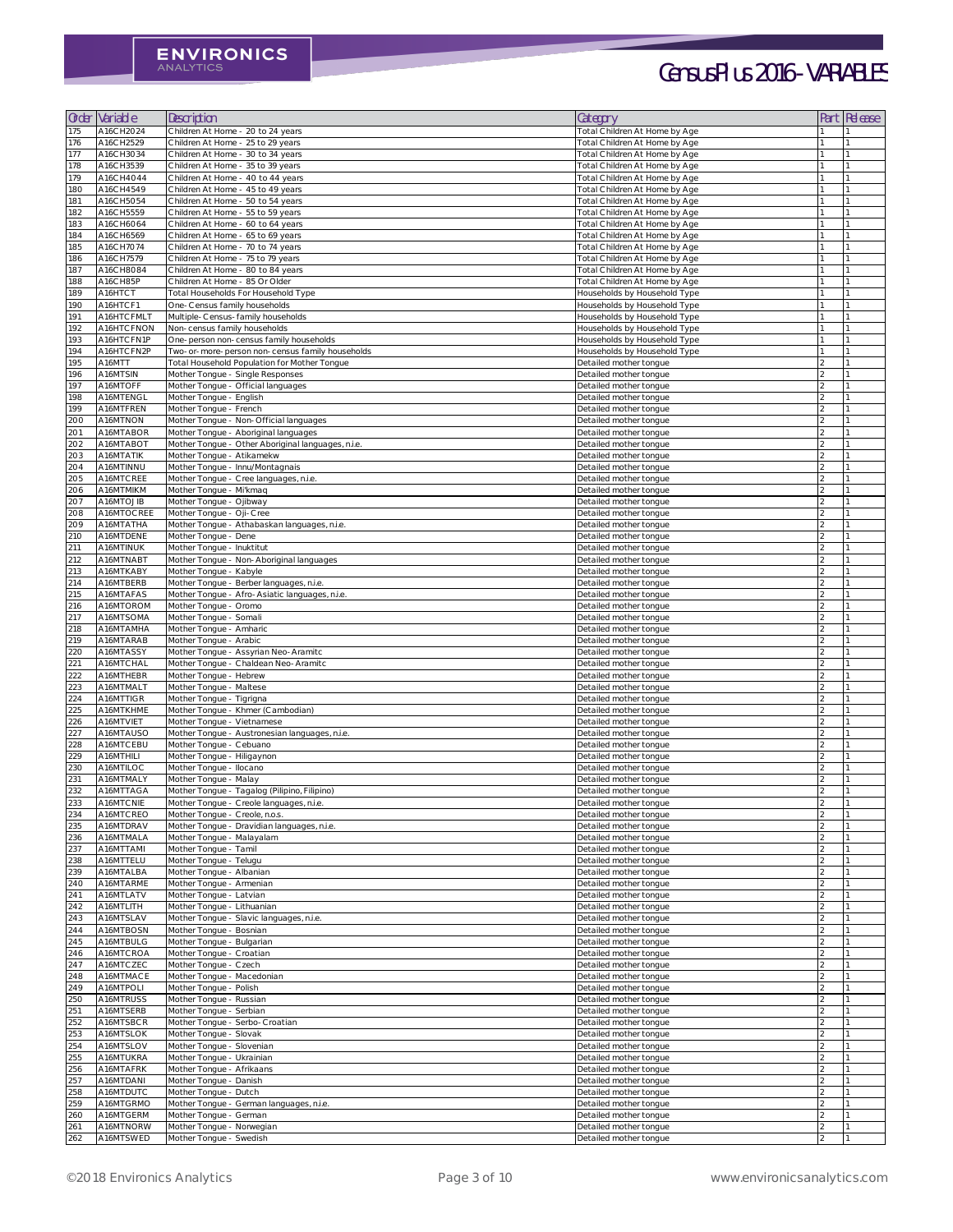| Order | Variable | Description | Category | Part | Release |
|---|---|---|---|---|---|
| 175 | A16CH2024 | Children At Home - 20 to 24 years | Total Children At Home by Age | 1 | 1 |
| 176 | A16CH2529 | Children At Home - 25 to 29 years | Total Children At Home by Age | 1 | 1 |
| 177 | A16CH3034 | Children At Home - 30 to 34 years | Total Children At Home by Age | 1 | 1 |
| 178 | A16CH3539 | Children At Home - 35 to 39 years | Total Children At Home by Age | 1 | 1 |
| 179 | A16CH4044 | Children At Home - 40 to 44 years | Total Children At Home by Age | 1 | 1 |
| 180 | A16CH4549 | Children At Home - 45 to 49 years | Total Children At Home by Age | 1 | 1 |
| 181 | A16CH5054 | Children At Home - 50 to 54 years | Total Children At Home by Age | 1 | 1 |
| 182 | A16CH5559 | Children At Home - 55 to 59 years | Total Children At Home by Age | 1 | 1 |
| 183 | A16CH6064 | Children At Home - 60 to 64 years | Total Children At Home by Age | 1 | 1 |
| 184 | A16CH6569 | Children At Home - 65 to 69 years | Total Children At Home by Age | 1 | 1 |
| 185 | A16CH7074 | Children At Home - 70 to 74 years | Total Children At Home by Age | 1 | 1 |
| 186 | A16CH7579 | Children At Home - 75 to 79 years | Total Children At Home by Age | 1 | 1 |
| 187 | A16CH8084 | Children At Home - 80 to 84 years | Total Children At Home by Age | 1 | 1 |
| 188 | A16CH85P | Children At Home - 85 Or Older | Total Children At Home by Age | 1 | 1 |
| 189 | A16HTCT | Total Households For Household Type | Households by Household Type | 1 | 1 |
| 190 | A16HTCF1 | One-Census family households | Households by Household Type | 1 | 1 |
| 191 | A16HTCFMLT | Multiple-Census-family households | Households by Household Type | 1 | 1 |
| 192 | A16HTCFNON | Non-census family households | Households by Household Type | 1 | 1 |
| 193 | A16HTCFN1P | One-person non-census family households | Households by Household Type | 1 | 1 |
| 194 | A16HTCFN2P | Two-or-more-person non-census family households | Households by Household Type | 1 | 1 |
| 195 | A16MTT | Total Household Population for Mother Tongue | Detailed mother tongue | 2 | 1 |
| 196 | A16MTSIN | Mother Tongue - Single Responses | Detailed mother tongue | 2 | 1 |
| 197 | A16MTOFF | Mother Tongue - Official languages | Detailed mother tongue | 2 | 1 |
| 198 | A16MTENGL | Mother Tongue - English | Detailed mother tongue | 2 | 1 |
| 199 | A16MTFREN | Mother Tongue - French | Detailed mother tongue | 2 | 1 |
| 200 | A16MTNON | Mother Tongue - Non-Official languages | Detailed mother tongue | 2 | 1 |
| 201 | A16MTABOR | Mother Tongue - Aboriginal languages | Detailed mother tongue | 2 | 1 |
| 202 | A16MTABOT | Mother Tongue - Other Aboriginal languages, n.i.e. | Detailed mother tongue | 2 | 1 |
| 203 | A16MTATIK | Mother Tongue - Atikamekw | Detailed mother tongue | 2 | 1 |
| 204 | A16MTINNU | Mother Tongue - Innu/Montagnais | Detailed mother tongue | 2 | 1 |
| 205 | A16MTCREE | Mother Tongue - Cree languages, n.i.e. | Detailed mother tongue | 2 | 1 |
| 206 | A16MTMIKM | Mother Tongue - Mi'kmaq | Detailed mother tongue | 2 | 1 |
| 207 | A16MTOJIB | Mother Tongue - Ojibway | Detailed mother tongue | 2 | 1 |
| 208 | A16MTOCREE | Mother Tongue - Oji-Cree | Detailed mother tongue | 2 | 1 |
| 209 | A16MTATHA | Mother Tongue - Athabaskan languages, n.i.e. | Detailed mother tongue | 2 | 1 |
| 210 | A16MTDENE | Mother Tongue - Dene | Detailed mother tongue | 2 | 1 |
| 211 | A16MTINUK | Mother Tongue - Inuktitut | Detailed mother tongue | 2 | 1 |
| 212 | A16MTNABT | Mother Tongue - Non-Aboriginal languages | Detailed mother tongue | 2 | 1 |
| 213 | A16MTKABY | Mother Tongue - Kabyle | Detailed mother tongue | 2 | 1 |
| 214 | A16MTBERB | Mother Tongue - Berber languages, n.i.e. | Detailed mother tongue | 2 | 1 |
| 215 | A16MTAFAS | Mother Tongue - Afro-Asiatic languages, n.i.e. | Detailed mother tongue | 2 | 1 |
| 216 | A16MTOROM | Mother Tongue - Oromo | Detailed mother tongue | 2 | 1 |
| 217 | A16MTSOMA | Mother Tongue - Somali | Detailed mother tongue | 2 | 1 |
| 218 | A16MTAMHA | Mother Tongue - Amharic | Detailed mother tongue | 2 | 1 |
| 219 | A16MTARAB | Mother Tongue - Arabic | Detailed mother tongue | 2 | 1 |
| 220 | A16MTASSY | Mother Tongue - Assyrian Neo-Aramitc | Detailed mother tongue | 2 | 1 |
| 221 | A16MTCHAL | Mother Tongue - Chaldean Neo-Aramitc | Detailed mother tongue | 2 | 1 |
| 222 | A16MTHEBR | Mother Tongue - Hebrew | Detailed mother tongue | 2 | 1 |
| 223 | A16MTMALT | Mother Tongue - Maltese | Detailed mother tongue | 2 | 1 |
| 224 | A16MTTIGR | Mother Tongue - Tigrigna | Detailed mother tongue | 2 | 1 |
| 225 | A16MTKHME | Mother Tongue - Khmer (Cambodian) | Detailed mother tongue | 2 | 1 |
| 226 | A16MTVIET | Mother Tongue - Vietnamese | Detailed mother tongue | 2 | 1 |
| 227 | A16MTAUSO | Mother Tongue - Austronesian languages, n.i.e. | Detailed mother tongue | 2 | 1 |
| 228 | A16MTCEBU | Mother Tongue - Cebuano | Detailed mother tongue | 2 | 1 |
| 229 | A16MTHILI | Mother Tongue - Hiligaynon | Detailed mother tongue | 2 | 1 |
| 230 | A16MTILOC | Mother Tongue - Ilocano | Detailed mother tongue | 2 | 1 |
| 231 | A16MTMALY | Mother Tongue - Malay | Detailed mother tongue | 2 | 1 |
| 232 | A16MTTAGA | Mother Tongue - Tagalog (Pilipino, Filipino) | Detailed mother tongue | 2 | 1 |
| 233 | A16MTCNIE | Mother Tongue - Creole languages, n.i.e. | Detailed mother tongue | 2 | 1 |
| 234 | A16MTCREO | Mother Tongue - Creole, n.o.s. | Detailed mother tongue | 2 | 1 |
| 235 | A16MTDRAV | Mother Tongue - Dravidian languages, n.i.e. | Detailed mother tongue | 2 | 1 |
| 236 | A16MTMALA | Mother Tongue - Malayalam | Detailed mother tongue | 2 | 1 |
| 237 | A16MTTAMI | Mother Tongue - Tamil | Detailed mother tongue | 2 | 1 |
| 238 | A16MTTELU | Mother Tongue - Telugu | Detailed mother tongue | 2 | 1 |
| 239 | A16MTALBA | Mother Tongue - Albanian | Detailed mother tongue | 2 | 1 |
| 240 | A16MTARME | Mother Tongue - Armenian | Detailed mother tongue | 2 | 1 |
| 241 | A16MTLATV | Mother Tongue - Latvian | Detailed mother tongue | 2 | 1 |
| 242 | A16MTLITH | Mother Tongue - Lithuanian | Detailed mother tongue | 2 | 1 |
| 243 | A16MTSLAV | Mother Tongue - Slavic languages, n.i.e. | Detailed mother tongue | 2 | 1 |
| 244 | A16MTBOSN | Mother Tongue - Bosnian | Detailed mother tongue | 2 | 1 |
| 245 | A16MTBULG | Mother Tongue - Bulgarian | Detailed mother tongue | 2 | 1 |
| 246 | A16MTCROA | Mother Tongue - Croatian | Detailed mother tongue | 2 | 1 |
| 247 | A16MTCZEC | Mother Tongue - Czech | Detailed mother tongue | 2 | 1 |
| 248 | A16MTMACE | Mother Tongue - Macedonian | Detailed mother tongue | 2 | 1 |
| 249 | A16MTPOLI | Mother Tongue - Polish | Detailed mother tongue | 2 | 1 |
| 250 | A16MTRUSS | Mother Tongue - Russian | Detailed mother tongue | 2 | 1 |
| 251 | A16MTSERB | Mother Tongue - Serbian | Detailed mother tongue | 2 | 1 |
| 252 | A16MTSBCR | Mother Tongue - Serbo-Croatian | Detailed mother tongue | 2 | 1 |
| 253 | A16MTSLOK | Mother Tongue - Slovak | Detailed mother tongue | 2 | 1 |
| 254 | A16MTSLOV | Mother Tongue - Slovenian | Detailed mother tongue | 2 | 1 |
| 255 | A16MTUKRA | Mother Tongue - Ukrainian | Detailed mother tongue | 2 | 1 |
| 256 | A16MTAFRK | Mother Tongue - Afrikaans | Detailed mother tongue | 2 | 1 |
| 257 | A16MTDANI | Mother Tongue - Danish | Detailed mother tongue | 2 | 1 |
| 258 | A16MTDUTC | Mother Tongue - Dutch | Detailed mother tongue | 2 | 1 |
| 259 | A16MTGRMO | Mother Tongue - German languages, n.i.e. | Detailed mother tongue | 2 | 1 |
| 260 | A16MTGERM | Mother Tongue - German | Detailed mother tongue | 2 | 1 |
| 261 | A16MTNORW | Mother Tongue - Norwegian | Detailed mother tongue | 2 | 1 |
| 262 | A16MTSWED | Mother Tongue - Swedish | Detailed mother tongue | 2 | 1 |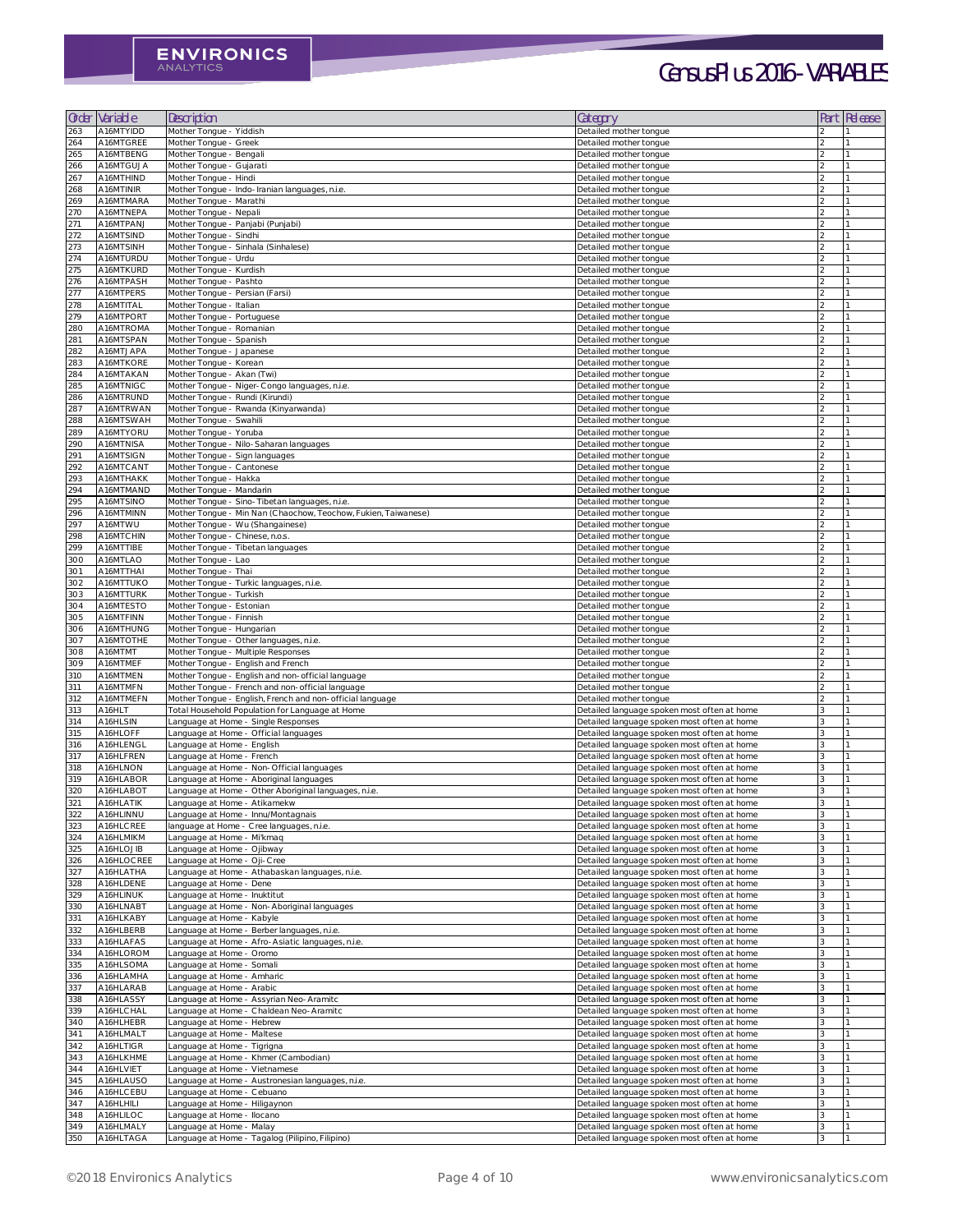| Order | Variable | Description | Category | Part | Release |
|---|---|---|---|---|---|
| 263 | A16MTYIDD | Mother Tongue - Yiddish | Detailed mother tongue | 2 | 1 |
| 264 | A16MTGREE | Mother Tongue - Greek | Detailed mother tongue | 2 | 1 |
| 265 | A16MTBENG | Mother Tongue - Bengali | Detailed mother tongue | 2 | 1 |
| 266 | A16MTGUJA | Mother Tongue - Gujarati | Detailed mother tongue | 2 | 1 |
| 267 | A16MTHIND | Mother Tongue - Hindi | Detailed mother tongue | 2 | 1 |
| 268 | A16MTINIR | Mother Tongue - Indo-Iranian languages, n.i.e. | Detailed mother tongue | 2 | 1 |
| 269 | A16MTMARA | Mother Tongue - Marathi | Detailed mother tongue | 2 | 1 |
| 270 | A16MTNEPA | Mother Tongue - Nepali | Detailed mother tongue | 2 | 1 |
| 271 | A16MTPANJ | Mother Tongue - Panjabi (Punjabi) | Detailed mother tongue | 2 | 1 |
| 272 | A16MTSIND | Mother Tongue - Sindhi | Detailed mother tongue | 2 | 1 |
| 273 | A16MTSINH | Mother Tongue - Sinhala (Sinhalese) | Detailed mother tongue | 2 | 1 |
| 274 | A16MTURDU | Mother Tongue - Urdu | Detailed mother tongue | 2 | 1 |
| 275 | A16MTKURD | Mother Tongue - Kurdish | Detailed mother tongue | 2 | 1 |
| 276 | A16MTPASH | Mother Tongue - Pashto | Detailed mother tongue | 2 | 1 |
| 277 | A16MTPERS | Mother Tongue - Persian (Farsi) | Detailed mother tongue | 2 | 1 |
| 278 | A16MTITAL | Mother Tongue - Italian | Detailed mother tongue | 2 | 1 |
| 279 | A16MTPORT | Mother Tongue - Portuguese | Detailed mother tongue | 2 | 1 |
| 280 | A16MTROMA | Mother Tongue - Romanian | Detailed mother tongue | 2 | 1 |
| 281 | A16MTSPAN | Mother Tongue - Spanish | Detailed mother tongue | 2 | 1 |
| 282 | A16MTJAPA | Mother Tongue - Japanese | Detailed mother tongue | 2 | 1 |
| 283 | A16MTKORE | Mother Tongue - Korean | Detailed mother tongue | 2 | 1 |
| 284 | A16MTAKAN | Mother Tongue - Akan (Twi) | Detailed mother tongue | 2 | 1 |
| 285 | A16MTNIGC | Mother Tongue - Niger-Congo languages, n.i.e. | Detailed mother tongue | 2 | 1 |
| 286 | A16MTRUND | Mother Tongue - Rundi (Kirundi) | Detailed mother tongue | 2 | 1 |
| 287 | A16MTRWAN | Mother Tongue - Rwanda (Kinyarwanda) | Detailed mother tongue | 2 | 1 |
| 288 | A16MTSWAH | Mother Tongue - Swahili | Detailed mother tongue | 2 | 1 |
| 289 | A16MTYORU | Mother Tongue - Yoruba | Detailed mother tongue | 2 | 1 |
| 290 | A16MTNISA | Mother Tongue - Nilo-Saharan languages | Detailed mother tongue | 2 | 1 |
| 291 | A16MTSIGN | Mother Tongue - Sign languages | Detailed mother tongue | 2 | 1 |
| 292 | A16MTCANT | Mother Tongue - Cantonese | Detailed mother tongue | 2 | 1 |
| 293 | A16MTHAKK | Mother Tongue - Hakka | Detailed mother tongue | 2 | 1 |
| 294 | A16MTMAND | Mother Tongue - Mandarin | Detailed mother tongue | 2 | 1 |
| 295 | A16MTSINO | Mother Tongue - Sino-Tibetan languages, n.i.e. | Detailed mother tongue | 2 | 1 |
| 296 | A16MTMINN | Mother Tongue - Min Nan (Chaochow, Teochow, Fukien, Taiwanese) | Detailed mother tongue | 2 | 1 |
| 297 | A16MTWU | Mother Tongue - Wu (Shangainese) | Detailed mother tongue | 2 | 1 |
| 298 | A16MTCHIN | Mother Tongue - Chinese, n.o.s. | Detailed mother tongue | 2 | 1 |
| 299 | A16MTTIBE | Mother Tongue - Tibetan languages | Detailed mother tongue | 2 | 1 |
| 300 | A16MTLAO | Mother Tongue - Lao | Detailed mother tongue | 2 | 1 |
| 301 | A16MTTHAI | Mother Tongue - Thai | Detailed mother tongue | 2 | 1 |
| 302 | A16MTTUKO | Mother Tongue - Turkic languages, n.i.e. | Detailed mother tongue | 2 | 1 |
| 303 | A16MTTURK | Mother Tongue - Turkish | Detailed mother tongue | 2 | 1 |
| 304 | A16MTESTO | Mother Tongue - Estonian | Detailed mother tongue | 2 | 1 |
| 305 | A16MTFINN | Mother Tongue - Finnish | Detailed mother tongue | 2 | 1 |
| 306 | A16MTHUNG | Mother Tongue - Hungarian | Detailed mother tongue | 2 | 1 |
| 307 | A16MTOTHE | Mother Tongue - Other languages, n.i.e. | Detailed mother tongue | 2 | 1 |
| 308 | A16MTMT | Mother Tongue - Multiple Responses | Detailed mother tongue | 2 | 1 |
| 309 | A16MTMEF | Mother Tongue - English and French | Detailed mother tongue | 2 | 1 |
| 310 | A16MTMEN | Mother Tongue - English and non-official language | Detailed mother tongue | 2 | 1 |
| 311 | A16MTMFN | Mother Tongue - French and non-official language | Detailed mother tongue | 2 | 1 |
| 312 | A16MTMEFN | Mother Tongue - English, French and non-official language | Detailed mother tongue | 2 | 1 |
| 313 | A16HLT | Total Household Population for Language at Home | Detailed language spoken most often at home | 3 | 1 |
| 314 | A16HLSIN | Language at Home - Single Responses | Detailed language spoken most often at home | 3 | 1 |
| 315 | A16HLOFF | Language at Home - Official languages | Detailed language spoken most often at home | 3 | 1 |
| 316 | A16HLENGL | Language at Home - English | Detailed language spoken most often at home | 3 | 1 |
| 317 | A16HLFREN | Language at Home - French | Detailed language spoken most often at home | 3 | 1 |
| 318 | A16HLNON | Language at Home - Non-Official languages | Detailed language spoken most often at home | 3 | 1 |
| 319 | A16HLABOR | Language at Home - Aboriginal languages | Detailed language spoken most often at home | 3 | 1 |
| 320 | A16HLABOT | Language at Home - Other Aboriginal languages, n.i.e. | Detailed language spoken most often at home | 3 | 1 |
| 321 | A16HLATIK | Language at Home - Atikamekw | Detailed language spoken most often at home | 3 | 1 |
| 322 | A16HLINNU | Language at Home - Innu/Montagnais | Detailed language spoken most often at home | 3 | 1 |
| 323 | A16HLCREE | language at Home - Cree languages, n.i.e. | Detailed language spoken most often at home | 3 | 1 |
| 324 | A16HLMIKM | Language at Home - Mi'kmaq | Detailed language spoken most often at home | 3 | 1 |
| 325 | A16HLOJIB | Language at Home - Ojibway | Detailed language spoken most often at home | 3 | 1 |
| 326 | A16HLOCREE | Language at Home - Oji-Cree | Detailed language spoken most often at home | 3 | 1 |
| 327 | A16HLATHA | Language at Home - Athabaskan languages, n.i.e. | Detailed language spoken most often at home | 3 | 1 |
| 328 | A16HLDENE | Language at Home - Dene | Detailed language spoken most often at home | 3 | 1 |
| 329 | A16HLINUK | Language at Home - Inuktitut | Detailed language spoken most often at home | 3 | 1 |
| 330 | A16HLNABT | Language at Home - Non-Aboriginal languages | Detailed language spoken most often at home | 3 | 1 |
| 331 | A16HLKABY | Language at Home - Kabyle | Detailed language spoken most often at home | 3 | 1 |
| 332 | A16HLBERB | Language at Home - Berber languages, n.i.e. | Detailed language spoken most often at home | 3 | 1 |
| 333 | A16HLAFAS | Language at Home - Afro-Asiatic languages, n.i.e. | Detailed language spoken most often at home | 3 | 1 |
| 334 | A16HLOROM | Language at Home - Oromo | Detailed language spoken most often at home | 3 | 1 |
| 335 | A16HLSOMA | Language at Home - Somali | Detailed language spoken most often at home | 3 | 1 |
| 336 | A16HLAMHA | Language at Home - Amharic | Detailed language spoken most often at home | 3 | 1 |
| 337 | A16HLARAB | Language at Home - Arabic | Detailed language spoken most often at home | 3 | 1 |
| 338 | A16HLASSY | Language at Home - Assyrian Neo-Aramitc | Detailed language spoken most often at home | 3 | 1 |
| 339 | A16HLCHAL | Language at Home - Chaldean Neo-Aramitc | Detailed language spoken most often at home | 3 | 1 |
| 340 | A16HLHEBR | Language at Home - Hebrew | Detailed language spoken most often at home | 3 | 1 |
| 341 | A16HLMALT | Language at Home - Maltese | Detailed language spoken most often at home | 3 | 1 |
| 342 | A16HLTIGR | Language at Home - Tigrigna | Detailed language spoken most often at home | 3 | 1 |
| 343 | A16HLKHME | Language at Home - Khmer (Cambodian) | Detailed language spoken most often at home | 3 | 1 |
| 344 | A16HLVIET | Language at Home - Vietnamese | Detailed language spoken most often at home | 3 | 1 |
| 345 | A16HLAUSO | Language at Home - Austronesian languages, n.i.e. | Detailed language spoken most often at home | 3 | 1 |
| 346 | A16HLCEBU | Language at Home - Cebuano | Detailed language spoken most often at home | 3 | 1 |
| 347 | A16HLHILI | Language at Home - Hiligaynon | Detailed language spoken most often at home | 3 | 1 |
| 348 | A16HLILOC | Language at Home - Ilocano | Detailed language spoken most often at home | 3 | 1 |
| 349 | A16HLMALY | Language at Home - Malay | Detailed language spoken most often at home | 3 | 1 |
| 350 | A16HLTAGA | Language at Home - Tagalog (Pilipino, Filipino) | Detailed language spoken most often at home | 3 | 1 |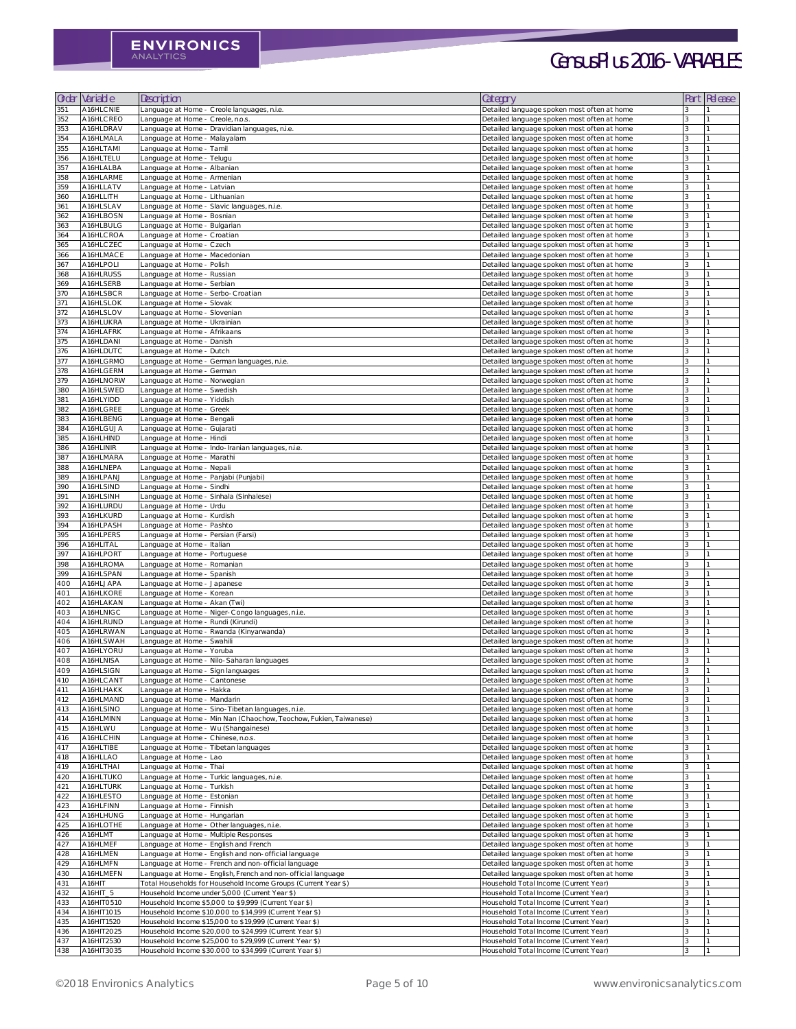| Order | Variable | Description | Category | Part | Release |
|---|---|---|---|---|---|
| 351 | A16HLCNIE | Language at Home - Creole languages, n.i.e. | Detailed language spoken most often at home | 3 | 1 |
| 352 | A16HLCREO | Language at Home - Creole, n.o.s. | Detailed language spoken most often at home | 3 | 1 |
| 353 | A16HLDRAV | Language at Home - Dravidian languages, n.i.e. | Detailed language spoken most often at home | 3 | 1 |
| 354 | A16HLMALA | Language at Home - Malayalam | Detailed language spoken most often at home | 3 | 1 |
| 355 | A16HLTAMI | Language at Home - Tamil | Detailed language spoken most often at home | 3 | 1 |
| 356 | A16HLTELU | Language at Home - Telugu | Detailed language spoken most often at home | 3 | 1 |
| 357 | A16HLALBA | Language at Home - Albanian | Detailed language spoken most often at home | 3 | 1 |
| 358 | A16HLARME | Language at Home - Armenian | Detailed language spoken most often at home | 3 | 1 |
| 359 | A16HLLATV | Language at Home - Latvian | Detailed language spoken most often at home | 3 | 1 |
| 360 | A16HLLITH | Language at Home - Lithuanian | Detailed language spoken most often at home | 3 | 1 |
| 361 | A16HLSLAV | Language at Home - Slavic languages, n.i.e. | Detailed language spoken most often at home | 3 | 1 |
| 362 | A16HLBOSN | Language at Home - Bosnian | Detailed language spoken most often at home | 3 | 1 |
| 363 | A16HLBULG | Language at Home - Bulgarian | Detailed language spoken most often at home | 3 | 1 |
| 364 | A16HLCROA | Language at Home - Croatian | Detailed language spoken most often at home | 3 | 1 |
| 365 | A16HLCZEC | Language at Home - Czech | Detailed language spoken most often at home | 3 | 1 |
| 366 | A16HLMACE | Language at Home - Macedonian | Detailed language spoken most often at home | 3 | 1 |
| 367 | A16HLPOLI | Language at Home - Polish | Detailed language spoken most often at home | 3 | 1 |
| 368 | A16HLRUSS | Language at Home - Russian | Detailed language spoken most often at home | 3 | 1 |
| 369 | A16HLSERB | Language at Home - Serbian | Detailed language spoken most often at home | 3 | 1 |
| 370 | A16HLSBCR | Language at Home - Serbo-Croatian | Detailed language spoken most often at home | 3 | 1 |
| 371 | A16HLSLOK | Language at Home - Slovak | Detailed language spoken most often at home | 3 | 1 |
| 372 | A16HLSLOV | Language at Home - Slovenian | Detailed language spoken most often at home | 3 | 1 |
| 373 | A16HLUKRA | Language at Home - Ukrainian | Detailed language spoken most often at home | 3 | 1 |
| 374 | A16HLAFRK | Language at Home - Afrikaans | Detailed language spoken most often at home | 3 | 1 |
| 375 | A16HLDANI | Language at Home - Danish | Detailed language spoken most often at home | 3 | 1 |
| 376 | A16HLDUTC | Language at Home - Dutch | Detailed language spoken most often at home | 3 | 1 |
| 377 | A16HLGRMO | Language at Home - German languages, n.i.e. | Detailed language spoken most often at home | 3 | 1 |
| 378 | A16HLGERM | Language at Home - German | Detailed language spoken most often at home | 3 | 1 |
| 379 | A16HLNORW | Language at Home - Norwegian | Detailed language spoken most often at home | 3 | 1 |
| 380 | A16HLSWED | Language at Home - Swedish | Detailed language spoken most often at home | 3 | 1 |
| 381 | A16HLYIDD | Language at Home - Yiddish | Detailed language spoken most often at home | 3 | 1 |
| 382 | A16HLGREE | Language at Home - Greek | Detailed language spoken most often at home | 3 | 1 |
| 383 | A16HLBENG | Language at Home - Bengali | Detailed language spoken most often at home | 3 | 1 |
| 384 | A16HLGUJA | Language at Home - Gujarati | Detailed language spoken most often at home | 3 | 1 |
| 385 | A16HLHIND | Language at Home - Hindi | Detailed language spoken most often at home | 3 | 1 |
| 386 | A16HLINIR | Language at Home - Indo-Iranian languages, n.i.e. | Detailed language spoken most often at home | 3 | 1 |
| 387 | A16HLMARA | Language at Home - Marathi | Detailed language spoken most often at home | 3 | 1 |
| 388 | A16HLNEPA | Language at Home - Nepali | Detailed language spoken most often at home | 3 | 1 |
| 389 | A16HLPANJ | Language at Home - Panjabi (Punjabi) | Detailed language spoken most often at home | 3 | 1 |
| 390 | A16HLSIND | Language at Home - Sindhi | Detailed language spoken most often at home | 3 | 1 |
| 391 | A16HLSINH | Language at Home - Sinhala (Sinhalese) | Detailed language spoken most often at home | 3 | 1 |
| 392 | A16HLURDU | Language at Home - Urdu | Detailed language spoken most often at home | 3 | 1 |
| 393 | A16HLKURD | Language at Home - Kurdish | Detailed language spoken most often at home | 3 | 1 |
| 394 | A16HLPASH | Language at Home - Pashto | Detailed language spoken most often at home | 3 | 1 |
| 395 | A16HLPERS | Language at Home - Persian (Farsi) | Detailed language spoken most often at home | 3 | 1 |
| 396 | A16HLITAL | Language at Home - Italian | Detailed language spoken most often at home | 3 | 1 |
| 397 | A16HLPORT | Language at Home - Portuguese | Detailed language spoken most often at home | 3 | 1 |
| 398 | A16HLROMA | Language at Home - Romanian | Detailed language spoken most often at home | 3 | 1 |
| 399 | A16HLSPAN | Language at Home - Spanish | Detailed language spoken most often at home | 3 | 1 |
| 400 | A16HLJAPA | Language at Home - Japanese | Detailed language spoken most often at home | 3 | 1 |
| 401 | A16HLKORE | Language at Home - Korean | Detailed language spoken most often at home | 3 | 1 |
| 402 | A16HLAKAN | Language at Home - Akan (Twi) | Detailed language spoken most often at home | 3 | 1 |
| 403 | A16HLNIGC | Language at Home - Niger-Congo languages, n.i.e. | Detailed language spoken most often at home | 3 | 1 |
| 404 | A16HLRUND | Language at Home - Rundi (Kirundi) | Detailed language spoken most often at home | 3 | 1 |
| 405 | A16HLRWAN | Language at Home - Rwanda (Kinyarwanda) | Detailed language spoken most often at home | 3 | 1 |
| 406 | A16HLSWAH | Language at Home - Swahili | Detailed language spoken most often at home | 3 | 1 |
| 407 | A16HLYORU | Language at Home - Yoruba | Detailed language spoken most often at home | 3 | 1 |
| 408 | A16HLNISA | Language at Home - Nilo-Saharan languages | Detailed language spoken most often at home | 3 | 1 |
| 409 | A16HLSIGN | Language at Home - Sign languages | Detailed language spoken most often at home | 3 | 1 |
| 410 | A16HLCANT | Language at Home - Cantonese | Detailed language spoken most often at home | 3 | 1 |
| 411 | A16HLHAKK | Language at Home - Hakka | Detailed language spoken most often at home | 3 | 1 |
| 412 | A16HLMAND | Language at Home - Mandarin | Detailed language spoken most often at home | 3 | 1 |
| 413 | A16HLSINO | Language at Home - Sino-Tibetan languages, n.i.e. | Detailed language spoken most often at home | 3 | 1 |
| 414 | A16HLMINN | Language at Home - Min Nan (Chaochow, Teochow, Fukien, Taiwanese) | Detailed language spoken most often at home | 3 | 1 |
| 415 | A16HLWU | Language at Home - Wu (Shangainese) | Detailed language spoken most often at home | 3 | 1 |
| 416 | A16HLCHIN | Language at Home - Chinese, n.o.s. | Detailed language spoken most often at home | 3 | 1 |
| 417 | A16HLTIBE | Language at Home - Tibetan languages | Detailed language spoken most often at home | 3 | 1 |
| 418 | A16HLLAO | Language at Home - Lao | Detailed language spoken most often at home | 3 | 1 |
| 419 | A16HLTHAI | Language at Home - Thai | Detailed language spoken most often at home | 3 | 1 |
| 420 | A16HLTUKO | Language at Home - Turkic languages, n.i.e. | Detailed language spoken most often at home | 3 | 1 |
| 421 | A16HLTURK | Language at Home - Turkish | Detailed language spoken most often at home | 3 | 1 |
| 422 | A16HLESTO | Language at Home - Estonian | Detailed language spoken most often at home | 3 | 1 |
| 423 | A16HLFINN | Language at Home - Finnish | Detailed language spoken most often at home | 3 | 1 |
| 424 | A16HLHUNG | Language at Home - Hungarian | Detailed language spoken most often at home | 3 | 1 |
| 425 | A16HLOTHE | Language at Home - Other languages, n.i.e. | Detailed language spoken most often at home | 3 | 1 |
| 426 | A16HLMT | Language at Home - Multiple Responses | Detailed language spoken most often at home | 3 | 1 |
| 427 | A16HLMEF | Language at Home - English and French | Detailed language spoken most often at home | 3 | 1 |
| 428 | A16HLMEN | Language at Home - English and non-official language | Detailed language spoken most often at home | 3 | 1 |
| 429 | A16HLMFN | Language at Home - French and non-official language | Detailed language spoken most often at home | 3 | 1 |
| 430 | A16HLMEFN | Language at Home - English, French and non-official language | Detailed language spoken most often at home | 3 | 1 |
| 431 | A16HIT | Total Households for Household Income Groups (Current Year $) | Household Total Income (Current Year) | 3 | 1 |
| 432 | A16HIT_5 | Household Income under 5,000 (Current Year $) | Household Total Income (Current Year) | 3 | 1 |
| 433 | A16HIT0510 | Household Income $5,000 to $9,999 (Current Year $) | Household Total Income (Current Year) | 3 | 1 |
| 434 | A16HIT1015 | Household Income $10,000 to $14,999 (Current Year $) | Household Total Income (Current Year) | 3 | 1 |
| 435 | A16HIT1520 | Household Income $15,000 to $19,999 (Current Year $) | Household Total Income (Current Year) | 3 | 1 |
| 436 | A16HIT2025 | Household Income $20,000 to $24,999 (Current Year $) | Household Total Income (Current Year) | 3 | 1 |
| 437 | A16HIT2530 | Household Income $25,000 to $29,999 (Current Year $) | Household Total Income (Current Year) | 3 | 1 |
| 438 | A16HIT3035 | Household Income $30,000 to $34,999 (Current Year $) | Household Total Income (Current Year) | 3 | 1 |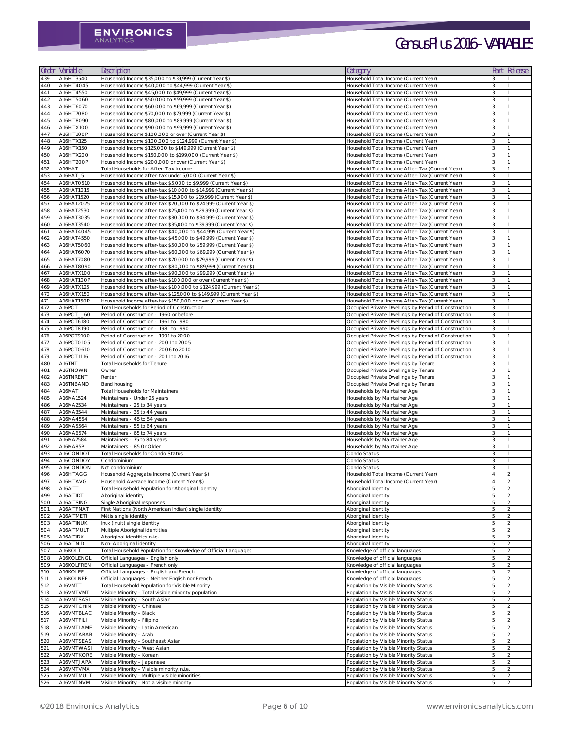| Order | Variable | Description | Category | Part | Release |
|---|---|---|---|---|---|
| 439 | A16HIT3540 | Household Income $35,000 to $39,999 (Current Year $) | Household Total Income (Current Year) | 3 | 1 |
| 440 | A16HIT4045 | Household Income $40,000 to $44,999 (Current Year $) | Household Total Income (Current Year) | 3 | 1 |
| 441 | A16HIT4550 | Household Income $45,000 to $49,999 (Current Year $) | Household Total Income (Current Year) | 3 | 1 |
| 442 | A16HIT5060 | Household Income $50,000 to $59,999 (Current Year $) | Household Total Income (Current Year) | 3 | 1 |
| 443 | A16HIT6070 | Household Income $60,000 to $69,999 (Current Year $) | Household Total Income (Current Year) | 3 | 1 |
| 444 | A16HIT7080 | Household Income $70,000 to $79,999 (Current Year $) | Household Total Income (Current Year) | 3 | 1 |
| 445 | A16HIT8090 | Household Income $80,000 to $89,999 (Current Year $) | Household Total Income (Current Year) | 3 | 1 |
| 446 | A16HITX100 | Household Income $90,000 to $99,999 (Current Year $) | Household Total Income (Current Year) | 3 | 1 |
| 447 | A16HIT100P | Household Income $100,000 or over (Current Year $) | Household Total Income (Current Year) | 3 | 1 |
| 448 | A16HITX125 | Household Income $100,000 to $124,999 (Current Year $) | Household Total Income (Current Year) | 3 | 1 |
| 449 | A16HITX150 | Household Income $125,000 to $149,999 (Current Year $) | Household Total Income (Current Year) | 3 | 1 |
| 450 | A16HITX200 | Household Income $150,000 to $199,000 (Current Year $) | Household Total Income (Current Year) | 3 | 1 |
| 451 | A16HIT200P | Household Income $200,000 or over (Current Year $) | Household Total Income (Current Year) | 3 | 1 |
| 452 | A16HAT | Total Households for After-Tax Income | Household Total Income After-Tax (Current Year) | 3 | 1 |
| 453 | A16HAT_5 | Household Income after-tax under 5,000 (Current Year $) | Household Total Income After-Tax (Current Year) | 3 | 1 |
| 454 | A16HAT0510 | Household Income after-tax $5,000 to $9,999 (Current Year $) | Household Total Income After-Tax (Current Year) | 3 | 1 |
| 455 | A16HAT1015 | Household Income after-tax $10,000 to $14,999 (Current Year $) | Household Total Income After-Tax (Current Year) | 3 | 1 |
| 456 | A16HAT1520 | Household Income after-tax $15,000 to $19,999 (Current Year $) | Household Total Income After-Tax (Current Year) | 3 | 1 |
| 457 | A16HAT2025 | Household Income after-tax $20,000 to $24,999 (Current Year $) | Household Total Income After-Tax (Current Year) | 3 | 1 |
| 458 | A16HAT2530 | Household Income after-tax $25,000 to $29,999 (Current Year $) | Household Total Income After-Tax (Current Year) | 3 | 1 |
| 459 | A16HAT3035 | Household Income after-tax $30,000 to $34,999 (Current Year $) | Household Total Income After-Tax (Current Year) | 3 | 1 |
| 460 | A16HAT3540 | Household Income after-tax $35,000 to $39,999 (Current Year $) | Household Total Income After-Tax (Current Year) | 3 | 1 |
| 461 | A16HAT4045 | Household Income after-tax $40,000 to $44,999 (Current Year $) | Household Total Income After-Tax (Current Year) | 3 | 1 |
| 462 | A16HAT4550 | Household Income after-tax $45,000 to $49,999 (Current Year $) | Household Total Income After-Tax (Current Year) | 3 | 1 |
| 463 | A16HAT5060 | Household Income after-tax $50,000 to $59,999 (Current Year $) | Household Total Income After-Tax (Current Year) | 3 | 1 |
| 464 | A16HAT6070 | Household Income after-tax $60,000 to $69,999 (Current Year $) | Household Total Income After-Tax (Current Year) | 3 | 1 |
| 465 | A16HAT7080 | Household Income after-tax $70,000 to $79,999 (Current Year $) | Household Total Income After-Tax (Current Year) | 3 | 1 |
| 466 | A16HAT8090 | Household Income after-tax $80,000 to $89,999 (Current Year $) | Household Total Income After-Tax (Current Year) | 3 | 1 |
| 467 | A16HATX100 | Household Income after-tax $90,000 to $99,999 (Current Year $) | Household Total Income After-Tax (Current Year) | 3 | 1 |
| 468 | A16HAT100P | Household Income after-tax $100,000 or over (Current Year $) | Household Total Income After-Tax (Current Year) | 3 | 1 |
| 469 | A16HATX125 | Household Income after-tax $100,000 to $124,999 (Current Year $) | Household Total Income After-Tax (Current Year) | 3 | 1 |
| 470 | A16HATX150 | Household Income after-tax $125,000 to $149,999 (Current Year $) | Household Total Income After-Tax (Current Year) | 3 | 1 |
| 471 | A16HAT150P | Household Income after-tax $150,000 or over (Current Year $) | Household Total Income After-Tax (Current Year) | 3 | 1 |
| 472 | A16PCT | Total Households for Period of Construction | Occupied Private Dwellings by Period of Construction | 3 | 1 |
| 473 | A16PCT__60 | Period of Construction - 1960 or before | Occupied Private Dwellings by Period of Construction | 3 | 1 |
| 474 | A16PCT6180 | Period of Construction - 1961 to 1980 | Occupied Private Dwellings by Period of Construction | 3 | 1 |
| 475 | A16PCT8190 | Period of Construction - 1981 to 1990 | Occupied Private Dwellings by Period of Construction | 3 | 1 |
| 476 | A16PCT9100 | Period of Construction - 1991 to 2000 | Occupied Private Dwellings by Period of Construction | 3 | 1 |
| 477 | A16PCT0105 | Period of Construction - 2001 to 2005 | Occupied Private Dwellings by Period of Construction | 3 | 1 |
| 478 | A16PCT0610 | Period of Construction - 2006 to 2010 | Occupied Private Dwellings by Period of Construction | 3 | 1 |
| 479 | A16PCT1116 | Period of Construction - 2011 to 2016 | Occupied Private Dwellings by Period of Construction | 3 | 1 |
| 480 | A16TNT | Total Households for Tenure | Occupied Private Dwellings by Tenure | 3 | 1 |
| 481 | A16TNOWN | Owner | Occupied Private Dwellings by Tenure | 3 | 1 |
| 482 | A16TNRENT | Renter | Occupied Private Dwellings by Tenure | 3 | 1 |
| 483 | A16TNBAND | Band housing | Occupied Private Dwellings by Tenure | 3 | 1 |
| 484 | A16MAT | Total Households for Maintainers | Households by Maintainer Age | 3 | 1 |
| 485 | A16MA1524 | Maintainers - Under 25 years | Households by Maintainer Age | 3 | 1 |
| 486 | A16MA2534 | Maintainers - 25 to 34 years | Households by Maintainer Age | 3 | 1 |
| 487 | A16MA3544 | Maintainers - 35 to 44 years | Households by Maintainer Age | 3 | 1 |
| 488 | A16MA4554 | Maintainers - 45 to 54 years | Households by Maintainer Age | 3 | 1 |
| 489 | A16MA5564 | Maintainers - 55 to 64 years | Households by Maintainer Age | 3 | 1 |
| 490 | A16MA6574 | Maintainers - 65 to 74 years | Households by Maintainer Age | 3 | 1 |
| 491 | A16MA7584 | Maintainers - 75 to 84 years | Households by Maintainer Age | 3 | 1 |
| 492 | A16MA85P | Maintainers - 85 Or Older | Households by Maintainer Age | 3 | 1 |
| 493 | A16CONDOT | Total Households for Condo Status | Condo Status | 3 | 1 |
| 494 | A16CONDOY | Condominium | Condo Status | 3 | 1 |
| 495 | A16CONDON | Not condominium | Condo Status | 3 | 1 |
| 496 | A16HITAGG | Household Aggregate Income (Current Year $) | Household Total Income (Current Year) | 4 | 2 |
| 497 | A16HITAVG | Household Average Income (Current Year $) | Household Total Income (Current Year) | 4 | 2 |
| 498 | A16AITT | Total Household Population for Aboriginal Identity | Aboriginal Identity | 5 | 2 |
| 499 | A16AITIDT | Aboriginal identity | Aboriginal Identity | 5 | 2 |
| 500 | A16AITSING | Single Aboriginal responses | Aboriginal Identity | 5 | 2 |
| 501 | A16AITFNAT | First Nations (North American Indian) single identity | Aboriginal Identity | 5 | 2 |
| 502 | A16AITMETI | Métis single identity | Aboriginal Identity | 5 | 2 |
| 503 | A16AITINUK | Inuk (Inuit) single identity | Aboriginal Identity | 5 | 2 |
| 504 | A16AITMULT | Multiple Aboriginal identities | Aboriginal Identity | 5 | 2 |
| 505 | A16AITIDX | Aboriginal identities n.i.e. | Aboriginal Identity | 5 | 2 |
| 506 | A16AITNID | Non-Aboriginal identity | Aboriginal Identity | 5 | 2 |
| 507 | A16KOLT | Total Household Population for Knowledge of Official Languages | Knowledge of official languages | 5 | 2 |
| 508 | A16KOLENGL | Official Languages - English only | Knowledge of official languages | 5 | 2 |
| 509 | A16KOLFREN | Official Languages - French only | Knowledge of official languages | 5 | 2 |
| 510 | A16KOLEF | Official Languages - English and French | Knowledge of official languages | 5 | 2 |
| 511 | A16KOLNEF | Official Languages - Neither English nor French | Knowledge of official languages | 5 | 2 |
| 512 | A16VMTT | Total Household Population for Visible Minority | Population by Visible Minority Status | 5 | 2 |
| 513 | A16VMTVMT | Visible Minority - Total visible minority population | Population by Visible Minority Status | 5 | 2 |
| 514 | A16VMTSASI | Visible Minority - South Asian | Population by Visible Minority Status | 5 | 2 |
| 515 | A16VMTCHIN | Visible Minority - Chinese | Population by Visible Minority Status | 5 | 2 |
| 516 | A16VMTBLAC | Visible Minority - Black | Population by Visible Minority Status | 5 | 2 |
| 517 | A16VMTFILI | Visible Minority - Filipino | Population by Visible Minority Status | 5 | 2 |
| 518 | A16VMTLAME | Visible Minority - Latin American | Population by Visible Minority Status | 5 | 2 |
| 519 | A16VMTARAB | Visible Minority - Arab | Population by Visible Minority Status | 5 | 2 |
| 520 | A16VMTSEAS | Visible Minority - Southeast Asian | Population by Visible Minority Status | 5 | 2 |
| 521 | A16VMTWASI | Visible Minority - West Asian | Population by Visible Minority Status | 5 | 2 |
| 522 | A16VMTKORE | Visible Minority - Korean | Population by Visible Minority Status | 5 | 2 |
| 523 | A16VMTJAPA | Visible Minority - Japanese | Population by Visible Minority Status | 5 | 2 |
| 524 | A16VMTVMX | Visible Minority - Visible minority, n.i.e. | Population by Visible Minority Status | 5 | 2 |
| 525 | A16VMTMULT | Visible Minority - Multiple visible minorities | Population by Visible Minority Status | 5 | 2 |
| 526 | A16VMTNVM | Visible Minority - Not a visible minority | Population by Visible Minority Status | 5 | 2 |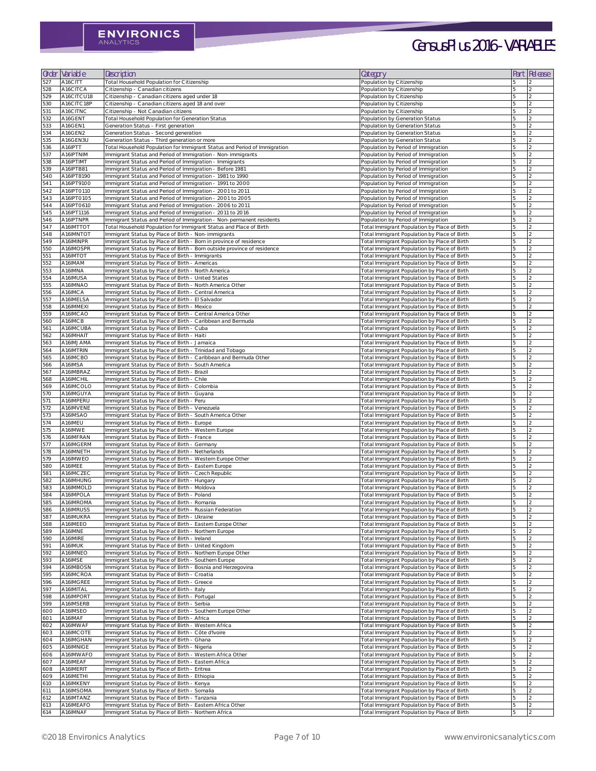| Order | Variable | Description | Category | Part | Release |
|---|---|---|---|---|---|
| 527 | A16CITT | Total Household Population for Citizenship | Population by Citizenship | 5 | 2 |
| 528 | A16CITCA | Citizenship - Canadian citizens | Population by Citizenship | 5 | 2 |
| 529 | A16CITCU18 | Citizenship - Canadian citizens aged under 18 | Population by Citizenship | 5 | 2 |
| 530 | A16CITC18P | Citizenship - Canadian citizens aged 18 and over | Population by Citizenship | 5 | 2 |
| 531 | A16CITNC | Citizenship - Not Canadian citizens | Population by Citizenship | 5 | 2 |
| 532 | A16GENT | Total Household Population for Generation Status | Population by Generation Status | 5 | 2 |
| 533 | A16GEN1 | Generation Status - First generation | Population by Generation Status | 5 | 2 |
| 534 | A16GEN2 | Generation Status - Second generation | Population by Generation Status | 5 | 2 |
| 535 | A16GEN3U | Generation Status - Third generation or more | Population by Generation Status | 5 | 2 |
| 536 | A16IPTT | Total Household Population for Immigrant Status and Period of Immigration | Population by Period of Immigration | 5 | 2 |
| 537 | A16IPTNIM | Immigrant Status and Period of Immigration - Non-immigrants | Population by Period of Immigration | 5 | 2 |
| 538 | A16IPTIMT | Immigrant Status and Period of Immigration - Immigrants | Population by Period of Immigration | 5 | 2 |
| 539 | A16IPTB81 | Immigrant Status and Period of Immigration - Before 1981 | Population by Period of Immigration | 5 | 2 |
| 540 | A16IPT8190 | Immigrant Status and Period of Immigration - 1981 to 1990 | Population by Period of Immigration | 5 | 2 |
| 541 | A16IPT9100 | Immigrant Status and Period of Immigration - 1991 to 2000 | Population by Period of Immigration | 5 | 2 |
| 542 | A16IPT0110 | Immigrant Status and Period of Immigration - 2001 to 2011 | Population by Period of Immigration | 5 | 2 |
| 543 | A16IPT0105 | Immigrant Status and Period of Immigration - 2001 to 2005 | Population by Period of Immigration | 5 | 2 |
| 544 | A16IPT0610 | Immigrant Status and Period of Immigration - 2006 to 2011 | Population by Period of Immigration | 5 | 2 |
| 545 | A16IPT1116 | Immigrant Status and Period of Immigration - 2011 to 2016 | Population by Period of Immigration | 5 | 2 |
| 546 | A16IPTNPR | Immigrant Status and Period of Immigration - Non-permanent residents | Population by Period of Immigration | 5 | 2 |
| 547 | A16IMTTOT | Total Household Population for Immigrant Status and Place of Birth | Total Immigrant Population by Place of Birth | 5 | 2 |
| 548 | A16IMNTOT | Immigrant Status by Place of Birth - Non-immigrants | Total Immigrant Population by Place of Birth | 5 | 2 |
| 549 | A16IMINPR | Immigrant Status by Place of Birth - Born in province of residence | Total Immigrant Population by Place of Birth | 5 | 2 |
| 550 | A16IMOSPR | Immigrant Status by Place of Birth - Born outside province of residence | Total Immigrant Population by Place of Birth | 5 | 2 |
| 551 | A16IMTOT | Immigrant Status by Place of Birth - Immigrants | Total Immigrant Population by Place of Birth | 5 | 2 |
| 552 | A16IMAM | Immigrant Status by Place of Birth - Americas | Total Immigrant Population by Place of Birth | 5 | 2 |
| 553 | A16IMNA | Immigrant Status by Place of Birth - North America | Total Immigrant Population by Place of Birth | 5 | 2 |
| 554 | A16IMUSA | Immigrant Status by Place of Birth - United States | Total Immigrant Population by Place of Birth | 5 | 2 |
| 555 | A16IMNAO | Immigrant Status by Place of Birth - North America Other | Total Immigrant Population by Place of Birth | 5 | 2 |
| 556 | A16IMCA | Immigrant Status by Place of Birth - Central America | Total Immigrant Population by Place of Birth | 5 | 2 |
| 557 | A16IMELSA | Immigrant Status by Place of Birth - El Salvador | Total Immigrant Population by Place of Birth | 5 | 2 |
| 558 | A16IMMEXI | Immigrant Status by Place of Birth - Mexico | Total Immigrant Population by Place of Birth | 5 | 2 |
| 559 | A16IMCAO | Immigrant Status by Place of Birth - Central America Other | Total Immigrant Population by Place of Birth | 5 | 2 |
| 560 | A16IMCB | Immigrant Status by Place of Birth - Caribbean and Bermuda | Total Immigrant Population by Place of Birth | 5 | 2 |
| 561 | A16IMCUBA | Immigrant Status by Place of Birth - Cuba | Total Immigrant Population by Place of Birth | 5 | 2 |
| 562 | A16IMHAIT | Immigrant Status by Place of Birth - Haiti | Total Immigrant Population by Place of Birth | 5 | 2 |
| 563 | A16IMJAMA | Immigrant Status by Place of Birth - Jamaica | Total Immigrant Population by Place of Birth | 5 | 2 |
| 564 | A16IMTRIN | Immigrant Status by Place of Birth - Trinidad and Tobago | Total Immigrant Population by Place of Birth | 5 | 2 |
| 565 | A16IMCBO | Immigrant Status by Place of Birth - Caribbean and Bermuda Other | Total Immigrant Population by Place of Birth | 5 | 2 |
| 566 | A16IMSA | Immigrant Status by Place of Birth - South America | Total Immigrant Population by Place of Birth | 5 | 2 |
| 567 | A16IMBRAZ | Immigrant Status by Place of Birth - Brazil | Total Immigrant Population by Place of Birth | 5 | 2 |
| 568 | A16IMCHIL | Immigrant Status by Place of Birth - Chile | Total Immigrant Population by Place of Birth | 5 | 2 |
| 569 | A16IMCOLO | Immigrant Status by Place of Birth - Colombia | Total Immigrant Population by Place of Birth | 5 | 2 |
| 570 | A16IMGUYA | Immigrant Status by Place of Birth - Guyana | Total Immigrant Population by Place of Birth | 5 | 2 |
| 571 | A16IMPERU | Immigrant Status by Place of Birth - Peru | Total Immigrant Population by Place of Birth | 5 | 2 |
| 572 | A16IMVENE | Immigrant Status by Place of Birth - Venezuela | Total Immigrant Population by Place of Birth | 5 | 2 |
| 573 | A16IMSAO | Immigrant Status by Place of Birth - South America Other | Total Immigrant Population by Place of Birth | 5 | 2 |
| 574 | A16IMEU | Immigrant Status by Place of Birth - Europe | Total Immigrant Population by Place of Birth | 5 | 2 |
| 575 | A16IMWE | Immigrant Status by Place of Birth - Western Europe | Total Immigrant Population by Place of Birth | 5 | 2 |
| 576 | A16IMFRAN | Immigrant Status by Place of Birth - France | Total Immigrant Population by Place of Birth | 5 | 2 |
| 577 | A16IMGERM | Immigrant Status by Place of Birth - Germany | Total Immigrant Population by Place of Birth | 5 | 2 |
| 578 | A16IMNETH | Immigrant Status by Place of Birth - Netherlands | Total Immigrant Population by Place of Birth | 5 | 2 |
| 579 | A16IMWEO | Immigrant Status by Place of Birth - Western Europe Other | Total Immigrant Population by Place of Birth | 5 | 2 |
| 580 | A16IMEE | Immigrant Status by Place of Birth - Eastern Europe | Total Immigrant Population by Place of Birth | 5 | 2 |
| 581 | A16IMCZEC | Immigrant Status by Place of Birth - Czech Republic | Total Immigrant Population by Place of Birth | 5 | 2 |
| 582 | A16IMHUNG | Immigrant Status by Place of Birth - Hungary | Total Immigrant Population by Place of Birth | 5 | 2 |
| 583 | A16IMMOLD | Immigrant Status by Place of Birth - Moldova | Total Immigrant Population by Place of Birth | 5 | 2 |
| 584 | A16IMPOLA | Immigrant Status by Place of Birth - Poland | Total Immigrant Population by Place of Birth | 5 | 2 |
| 585 | A16IMROMA | Immigrant Status by Place of Birth - Romania | Total Immigrant Population by Place of Birth | 5 | 2 |
| 586 | A16IMRUSS | Immigrant Status by Place of Birth - Russian Federation | Total Immigrant Population by Place of Birth | 5 | 2 |
| 587 | A16IMUKRA | Immigrant Status by Place of Birth - Ukraine | Total Immigrant Population by Place of Birth | 5 | 2 |
| 588 | A16IMEEO | Immigrant Status by Place of Birth - Eastern Europe Other | Total Immigrant Population by Place of Birth | 5 | 2 |
| 589 | A16IMNE | Immigrant Status by Place of Birth - Northern Europe | Total Immigrant Population by Place of Birth | 5 | 2 |
| 590 | A16IMIRE | Immigrant Status by Place of Birth - Ireland | Total Immigrant Population by Place of Birth | 5 | 2 |
| 591 | A16IMUK | Immigrant Status by Place of Birth - United Kingdom | Total Immigrant Population by Place of Birth | 5 | 2 |
| 592 | A16IMNEO | Immigrant Status by Place of Birth - Northern Europe Other | Total Immigrant Population by Place of Birth | 5 | 2 |
| 593 | A16IMSE | Immigrant Status by Place of Birth - Southern Europe | Total Immigrant Population by Place of Birth | 5 | 2 |
| 594 | A16IMBOSN | Immigrant Status by Place of Birth - Bosnia and Herzegovina | Total Immigrant Population by Place of Birth | 5 | 2 |
| 595 | A16IMCROA | Immigrant Status by Place of Birth - Croatia | Total Immigrant Population by Place of Birth | 5 | 2 |
| 596 | A16IMGREE | Immigrant Status by Place of Birth - Greece | Total Immigrant Population by Place of Birth | 5 | 2 |
| 597 | A16IMITAL | Immigrant Status by Place of Birth - Italy | Total Immigrant Population by Place of Birth | 5 | 2 |
| 598 | A16IMPORT | Immigrant Status by Place of Birth - Portugal | Total Immigrant Population by Place of Birth | 5 | 2 |
| 599 | A16IMSERB | Immigrant Status by Place of Birth - Serbia | Total Immigrant Population by Place of Birth | 5 | 2 |
| 600 | A16IMSEO | Immigrant Status by Place of Birth - Southern Europe Other | Total Immigrant Population by Place of Birth | 5 | 2 |
| 601 | A16IMAF | Immigrant Status by Place of Birth - Africa | Total Immigrant Population by Place of Birth | 5 | 2 |
| 602 | A16IMWAF | Immigrant Status by Place of Birth - Western Africa | Total Immigrant Population by Place of Birth | 5 | 2 |
| 603 | A16IMCOTE | Immigrant Status by Place of Birth - Côte d'Ivoire | Total Immigrant Population by Place of Birth | 5 | 2 |
| 604 | A16IMGHAN | Immigrant Status by Place of Birth - Ghana | Total Immigrant Population by Place of Birth | 5 | 2 |
| 605 | A16IMNIGE | Immigrant Status by Place of Birth - Nigeria | Total Immigrant Population by Place of Birth | 5 | 2 |
| 606 | A16IMWAFO | Immigrant Status by Place of Birth - Western Africa Other | Total Immigrant Population by Place of Birth | 5 | 2 |
| 607 | A16IMEAF | Immigrant Status by Place of Birth - Eastern Africa | Total Immigrant Population by Place of Birth | 5 | 2 |
| 608 | A16IMERIT | Immigrant Status by Place of Birth - Eritrea | Total Immigrant Population by Place of Birth | 5 | 2 |
| 609 | A16IMETHI | Immigrant Status by Place of Birth - Ethiopia | Total Immigrant Population by Place of Birth | 5 | 2 |
| 610 | A16IMKENY | Immigrant Status by Place of Birth - Kenya | Total Immigrant Population by Place of Birth | 5 | 2 |
| 611 | A16IMSOMA | Immigrant Status by Place of Birth - Somalia | Total Immigrant Population by Place of Birth | 5 | 2 |
| 612 | A16IMTANZ | Immigrant Status by Place of Birth - Tanzania | Total Immigrant Population by Place of Birth | 5 | 2 |
| 613 | A16IMEAFO | Immigrant Status by Place of Birth - Eastern Africa Other | Total Immigrant Population by Place of Birth | 5 | 2 |
| 614 | A16IMNAF | Immigrant Status by Place of Birth - Northern Africa | Total Immigrant Population by Place of Birth | 5 | 2 |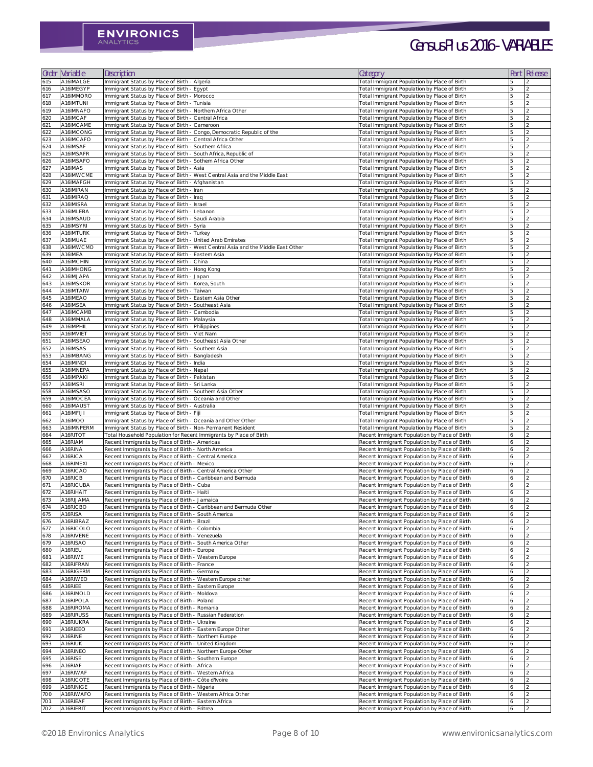| Order | Variable | Description | Category | Part | Release |
|---|---|---|---|---|---|
| 615 | A16IMALGE | Immigrant Status by Place of Birth - Algeria | Total Immigrant Population by Place of Birth | 5 | 2 |
| 616 | A16IMEGYP | Immigrant Status by Place of Birth - Egypt | Total Immigrant Population by Place of Birth | 5 | 2 |
| 617 | A16IMMORO | Immigrant Status by Place of Birth - Morocco | Total Immigrant Population by Place of Birth | 5 | 2 |
| 618 | A16IMTUNI | Immigrant Status by Place of Birth - Tunisia | Total Immigrant Population by Place of Birth | 5 | 2 |
| 619 | A16IMNAFO | Immigrant Status by Place of Birth - Northern Africa Other | Total Immigrant Population by Place of Birth | 5 | 2 |
| 620 | A16IMCAF | Immigrant Status by Place of Birth - Central Africa | Total Immigrant Population by Place of Birth | 5 | 2 |
| 621 | A16IMCAME | Immigrant Status by Place of Birth - Cameroon | Total Immigrant Population by Place of Birth | 5 | 2 |
| 622 | A16IMCONG | Immigrant Status by Place of Birth - Congo, Democratic Republic of the | Total Immigrant Population by Place of Birth | 5 | 2 |
| 623 | A16IMCAFO | Immigrant Status by Place of Birth - Central Africa Other | Total Immigrant Population by Place of Birth | 5 | 2 |
| 624 | A16IMSAF | Immigrant Status by Place of Birth - Southern Africa | Total Immigrant Population by Place of Birth | 5 | 2 |
| 625 | A16IMSAFR | Immigrant Status by Place of Birth - South Africa, Republic of | Total Immigrant Population by Place of Birth | 5 | 2 |
| 626 | A16IMSAFO | Immigrant Status by Place of Birth - Sothern Africa Other | Total Immigrant Population by Place of Birth | 5 | 2 |
| 627 | A16IMAS | Immigrant Status by Place of Birth - Asia | Total Immigrant Population by Place of Birth | 5 | 2 |
| 628 | A16IMWCME | Immigrant Status by Place of Birth - West Central Asia and the Middle East | Total Immigrant Population by Place of Birth | 5 | 2 |
| 629 | A16IMAFGH | Immigrant Status by Place of Birth - Afghanistan | Total Immigrant Population by Place of Birth | 5 | 2 |
| 630 | A16IMIRAN | Immigrant Status by Place of Birth - Iran | Total Immigrant Population by Place of Birth | 5 | 2 |
| 631 | A16IMIRAQ | Immigrant Status by Place of Birth - Iraq | Total Immigrant Population by Place of Birth | 5 | 2 |
| 632 | A16IMISRA | Immigrant Status by Place of Birth - Israel | Total Immigrant Population by Place of Birth | 5 | 2 |
| 633 | A16IMLEBA | Immigrant Status by Place of Birth - Lebanon | Total Immigrant Population by Place of Birth | 5 | 2 |
| 634 | A16IMSAUD | Immigrant Status by Place of Birth - Saudi Arabia | Total Immigrant Population by Place of Birth | 5 | 2 |
| 635 | A16IMSYRI | Immigrant Status by Place of Birth - Syria | Total Immigrant Population by Place of Birth | 5 | 2 |
| 636 | A16IMTURK | Immigrant Status by Place of Birth - Turkey | Total Immigrant Population by Place of Birth | 5 | 2 |
| 637 | A16IMUAE | Immigrant Status by Place of Birth - United Arab Emirates | Total Immigrant Population by Place of Birth | 5 | 2 |
| 638 | A16IMWCMO | Immigrant Status by Place of Birth - West Central Asia and the Middle East Other | Total Immigrant Population by Place of Birth | 5 | 2 |
| 639 | A16IMEA | Immigrant Status by Place of Birth - Eastern Asia | Total Immigrant Population by Place of Birth | 5 | 2 |
| 640 | A16IMCHIN | Immigrant Status by Place of Birth - China | Total Immigrant Population by Place of Birth | 5 | 2 |
| 641 | A16IMHONG | Immigrant Status by Place of Birth - Hong Kong | Total Immigrant Population by Place of Birth | 5 | 2 |
| 642 | A16IMJAPA | Immigrant Status by Place of Birth - Japan | Total Immigrant Population by Place of Birth | 5 | 2 |
| 643 | A16IMSKOR | Immigrant Status by Place of Birth - Korea, South | Total Immigrant Population by Place of Birth | 5 | 2 |
| 644 | A16IMTAIW | Immigrant Status by Place of Birth - Taiwan | Total Immigrant Population by Place of Birth | 5 | 2 |
| 645 | A16IMEAO | Immigrant Status by Place of Birth - Eastern Asia Other | Total Immigrant Population by Place of Birth | 5 | 2 |
| 646 | A16IMSEA | Immigrant Status by Place of Birth - Southeast Asia | Total Immigrant Population by Place of Birth | 5 | 2 |
| 647 | A16IMCAMB | Immigrant Status by Place of Birth - Cambodia | Total Immigrant Population by Place of Birth | 5 | 2 |
| 648 | A16IMMALA | Immigrant Status by Place of Birth - Malaysia | Total Immigrant Population by Place of Birth | 5 | 2 |
| 649 | A16IMPHIL | Immigrant Status by Place of Birth - Philippines | Total Immigrant Population by Place of Birth | 5 | 2 |
| 650 | A16IMVIET | Immigrant Status by Place of Birth - Viet Nam | Total Immigrant Population by Place of Birth | 5 | 2 |
| 651 | A16IMSEAO | Immigrant Status by Place of Birth - Southeast Asia Other | Total Immigrant Population by Place of Birth | 5 | 2 |
| 652 | A16IMSAS | Immigrant Status by Place of Birth - Southern Asia | Total Immigrant Population by Place of Birth | 5 | 2 |
| 653 | A16IMBANG | Immigrant Status by Place of Birth - Bangladesh | Total Immigrant Population by Place of Birth | 5 | 2 |
| 654 | A16IMINDI | Immigrant Status by Place of Birth - India | Total Immigrant Population by Place of Birth | 5 | 2 |
| 655 | A16IMNEPA | Immigrant Status by Place of Birth - Nepal | Total Immigrant Population by Place of Birth | 5 | 2 |
| 656 | A16IMPAKI | Immigrant Status by Place of Birth - Pakistan | Total Immigrant Population by Place of Birth | 5 | 2 |
| 657 | A16IMSRI | Immigrant Status by Place of Birth - Sri Lanka | Total Immigrant Population by Place of Birth | 5 | 2 |
| 658 | A16IMSASO | Immigrant Status by Place of Birth - Southern Asia Other | Total Immigrant Population by Place of Birth | 5 | 2 |
| 659 | A16IMOCEA | Immigrant Status by Place of Birth - Oceania and Other | Total Immigrant Population by Place of Birth | 5 | 2 |
| 660 | A16IMAUST | Immigrant Status by Place of Birth - Australia | Total Immigrant Population by Place of Birth | 5 | 2 |
| 661 | A16IMFIJI | Immigrant Status by Place of Birth - Fiji | Total Immigrant Population by Place of Birth | 5 | 2 |
| 662 | A16IMOO | Immigrant Status by Place of Birth - Oceania and Other Other | Total Immigrant Population by Place of Birth | 5 | 2 |
| 663 | A16IMNPERM | Immigrant Status by Place of Birth - Non-Permanent Resident | Total Immigrant Population by Place of Birth | 5 | 2 |
| 664 | A16RITOT | Total Household Population for Recent Immigrants by Place of Birth | Recent Immigrant Population by Place of Birth | 6 | 2 |
| 665 | A16RIAM | Recent Immigrants by Place of Birth - Americas | Recent Immigrant Population by Place of Birth | 6 | 2 |
| 666 | A16RINA | Recent Immigrants by Place of Birth - North America | Recent Immigrant Population by Place of Birth | 6 | 2 |
| 667 | A16RICA | Recent Immigrants by Place of Birth - Central America | Recent Immigrant Population by Place of Birth | 6 | 2 |
| 668 | A16RIMEXI | Recent Immigrants by Place of Birth - Mexico | Recent Immigrant Population by Place of Birth | 6 | 2 |
| 669 | A16RICAO | Recent Immigrants by Place of Birth - Central America Other | Recent Immigrant Population by Place of Birth | 6 | 2 |
| 670 | A16RICB | Recent Immigrants by Place of Birth - Caribbean and Bermuda | Recent Immigrant Population by Place of Birth | 6 | 2 |
| 671 | A16RICUBA | Recent Immigrants by Place of Birth - Cuba | Recent Immigrant Population by Place of Birth | 6 | 2 |
| 672 | A16RIHAIT | Recent Immigrants by Place of Birth - Haiti | Recent Immigrant Population by Place of Birth | 6 | 2 |
| 673 | A16RIJAMA | Recent Immigrants by Place of Birth - Jamaica | Recent Immigrant Population by Place of Birth | 6 | 2 |
| 674 | A16RICBO | Recent Immigrants by Place of Birth - Caribbean and Bermuda Other | Recent Immigrant Population by Place of Birth | 6 | 2 |
| 675 | A16RISA | Recent Immigrants by Place of Birth - South America | Recent Immigrant Population by Place of Birth | 6 | 2 |
| 676 | A16RIBRAZ | Recent Immigrants by Place of Birth - Brazil | Recent Immigrant Population by Place of Birth | 6 | 2 |
| 677 | A16RICOLO | Recent Immigrants by Place of Birth - Colombia | Recent Immigrant Population by Place of Birth | 6 | 2 |
| 678 | A16RIVENE | Recent Immigrants by Place of Birth - Venezuela | Recent Immigrant Population by Place of Birth | 6 | 2 |
| 679 | A16RISAO | Recent Immigrants by Place of Birth - South America Other | Recent Immigrant Population by Place of Birth | 6 | 2 |
| 680 | A16RIEU | Recent Immigrants by Place of Birth - Europe | Recent Immigrant Population by Place of Birth | 6 | 2 |
| 681 | A16RIWE | Recent Immigrants by Place of Birth - Western Europe | Recent Immigrant Population by Place of Birth | 6 | 2 |
| 682 | A16RIFRAN | Recent Immigrants by Place of Birth - France | Recent Immigrant Population by Place of Birth | 6 | 2 |
| 683 | A16RIGERM | Recent Immigrants by Place of Birth - Germany | Recent Immigrant Population by Place of Birth | 6 | 2 |
| 684 | A16RIWEO | Recent Immigrants by Place of Birth - Western Europe other | Recent Immigrant Population by Place of Birth | 6 | 2 |
| 685 | A16RIEE | Recent Immigrants by Place of Birth - Eastern Europe | Recent Immigrant Population by Place of Birth | 6 | 2 |
| 686 | A16RIMOLD | Recent Immigrants by Place of Birth - Moldova | Recent Immigrant Population by Place of Birth | 6 | 2 |
| 687 | A16RIPOLA | Recent Immigrants by Place of Birth - Poland | Recent Immigrant Population by Place of Birth | 6 | 2 |
| 688 | A16RIROMA | Recent Immigrants by Place of Birth - Romania | Recent Immigrant Population by Place of Birth | 6 | 2 |
| 689 | A16RIRUSS | Recent Immigrants by Place of Birth - Russian Federation | Recent Immigrant Population by Place of Birth | 6 | 2 |
| 690 | A16RIUKRA | Recent Immigrants by Place of Birth - Ukraine | Recent Immigrant Population by Place of Birth | 6 | 2 |
| 691 | A16RIEEO | Recent Immigrants by Place of Birth - Eastern Europe Other | Recent Immigrant Population by Place of Birth | 6 | 2 |
| 692 | A16RINE | Recent Immigrants by Place of Birth - Northern Europe | Recent Immigrant Population by Place of Birth | 6 | 2 |
| 693 | A16RIUK | Recent Immigrants by Place of Birth - United Kingdom | Recent Immigrant Population by Place of Birth | 6 | 2 |
| 694 | A16RINEO | Recent Immigrants by Place of Birth - Northern Europe Other | Recent Immigrant Population by Place of Birth | 6 | 2 |
| 695 | A16RISE | Recent Immigrants by Place of Birth - Southern Europe | Recent Immigrant Population by Place of Birth | 6 | 2 |
| 696 | A16RIAF | Recent Immigrants by Place of Birth - Africa | Recent Immigrant Population by Place of Birth | 6 | 2 |
| 697 | A16RIWAF | Recent Immigrants by Place of Birth - Western Africa | Recent Immigrant Population by Place of Birth | 6 | 2 |
| 698 | A16RICOTE | Recent Immigrants by Place of Birth - Côte d'Ivoire | Recent Immigrant Population by Place of Birth | 6 | 2 |
| 699 | A16RINIGE | Recent Immigrants by Place of Birth - Nigeria | Recent Immigrant Population by Place of Birth | 6 | 2 |
| 700 | A16RIWAFO | Recent Immigrants by Place of Birth - Western Africa Other | Recent Immigrant Population by Place of Birth | 6 | 2 |
| 701 | A16RIEAF | Recent Immigrants by Place of Birth - Eastern Africa | Recent Immigrant Population by Place of Birth | 6 | 2 |
| 702 | A16RIERIT | Recent Immigrants by Place of Birth - Eritrea | Recent Immigrant Population by Place of Birth | 6 | 2 |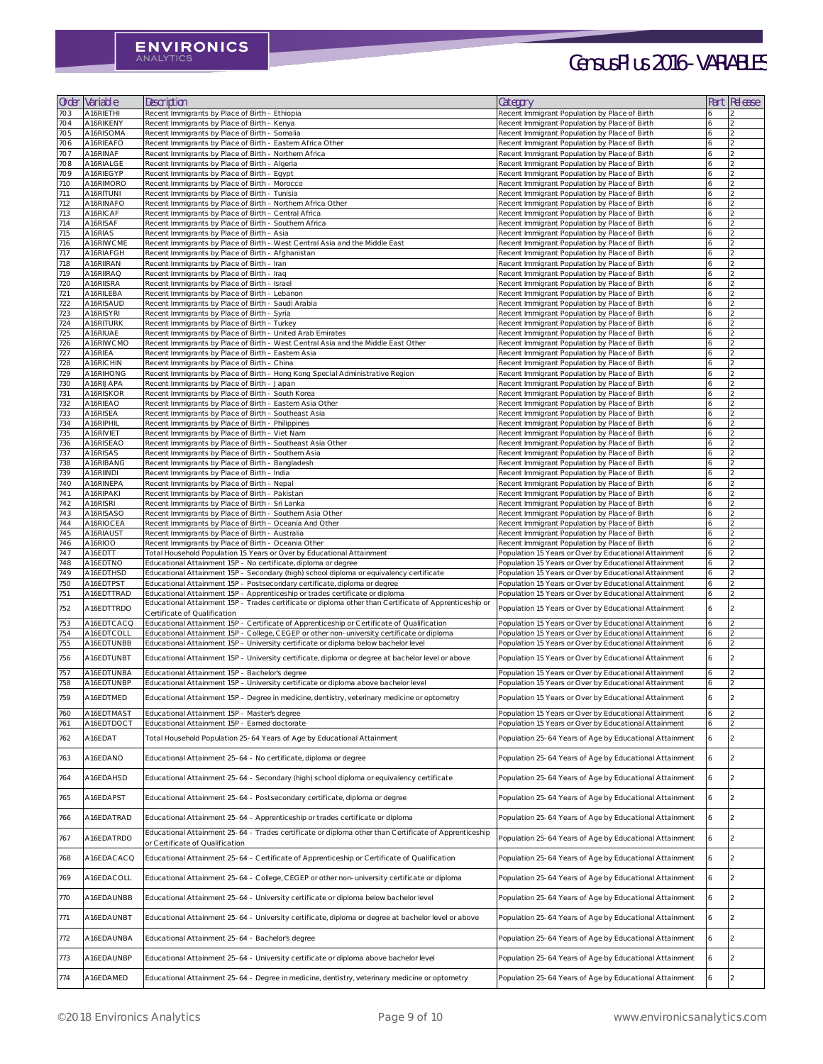| Order | Variable | Description | Category | Part | Release |
|---|---|---|---|---|---|
| 703 | A16RIETHI | Recent Immigrants by Place of Birth - Ethiopia | Recent Immigrant Population by Place of Birth | 6 | 2 |
| 704 | A16RIKENY | Recent Immigrants by Place of Birth - Kenya | Recent Immigrant Population by Place of Birth | 6 | 2 |
| 705 | A16RISOMA | Recent Immigrants by Place of Birth - Somalia | Recent Immigrant Population by Place of Birth | 6 | 2 |
| 706 | A16RIEAFO | Recent Immigrants by Place of Birth - Eastern Africa Other | Recent Immigrant Population by Place of Birth | 6 | 2 |
| 707 | A16RINAF | Recent Immigrants by Place of Birth - Northern Africa | Recent Immigrant Population by Place of Birth | 6 | 2 |
| 708 | A16RIALGE | Recent Immigrants by Place of Birth - Algeria | Recent Immigrant Population by Place of Birth | 6 | 2 |
| 709 | A16RIEGYP | Recent Immigrants by Place of Birth - Egypt | Recent Immigrant Population by Place of Birth | 6 | 2 |
| 710 | A16RIMORO | Recent Immigrants by Place of Birth - Morocco | Recent Immigrant Population by Place of Birth | 6 | 2 |
| 711 | A16RITUNI | Recent Immigrants by Place of Birth - Tunisia | Recent Immigrant Population by Place of Birth | 6 | 2 |
| 712 | A16RINAFO | Recent Immigrants by Place of Birth - Northern Africa Other | Recent Immigrant Population by Place of Birth | 6 | 2 |
| 713 | A16RICAF | Recent Immigrants by Place of Birth - Central Africa | Recent Immigrant Population by Place of Birth | 6 | 2 |
| 714 | A16RISAF | Recent Immigrants by Place of Birth - Southern Africa | Recent Immigrant Population by Place of Birth | 6 | 2 |
| 715 | A16RIAS | Recent Immigrants by Place of Birth - Asia | Recent Immigrant Population by Place of Birth | 6 | 2 |
| 716 | A16RIWCME | Recent Immigrants by Place of Birth - West Central Asia and the Middle East | Recent Immigrant Population by Place of Birth | 6 | 2 |
| 717 | A16RIAFGH | Recent Immigrants by Place of Birth - Afghanistan | Recent Immigrant Population by Place of Birth | 6 | 2 |
| 718 | A16RIIRAN | Recent Immigrants by Place of Birth - Iran | Recent Immigrant Population by Place of Birth | 6 | 2 |
| 719 | A16RIIRAQ | Recent Immigrants by Place of Birth - Iraq | Recent Immigrant Population by Place of Birth | 6 | 2 |
| 720 | A16RIISRA | Recent Immigrants by Place of Birth - Israel | Recent Immigrant Population by Place of Birth | 6 | 2 |
| 721 | A16RILEBA | Recent Immigrants by Place of Birth - Lebanon | Recent Immigrant Population by Place of Birth | 6 | 2 |
| 722 | A16RISAUD | Recent Immigrants by Place of Birth - Saudi Arabia | Recent Immigrant Population by Place of Birth | 6 | 2 |
| 723 | A16RISYRI | Recent Immigrants by Place of Birth - Syria | Recent Immigrant Population by Place of Birth | 6 | 2 |
| 724 | A16RITURK | Recent Immigrants by Place of Birth - Turkey | Recent Immigrant Population by Place of Birth | 6 | 2 |
| 725 | A16RIUAE | Recent Immigrants by Place of Birth - United Arab Emirates | Recent Immigrant Population by Place of Birth | 6 | 2 |
| 726 | A16RIWCMO | Recent Immigrants by Place of Birth - West Central Asia and the Middle East Other | Recent Immigrant Population by Place of Birth | 6 | 2 |
| 727 | A16RIEA | Recent Immigrants by Place of Birth - Eastern Asia | Recent Immigrant Population by Place of Birth | 6 | 2 |
| 728 | A16RICHIN | Recent Immigrants by Place of Birth - China | Recent Immigrant Population by Place of Birth | 6 | 2 |
| 729 | A16RIHONG | Recent Immigrants by Place of Birth - Hong Kong Special Administrative Region | Recent Immigrant Population by Place of Birth | 6 | 2 |
| 730 | A16RIJAPA | Recent Immigrants by Place of Birth - Japan | Recent Immigrant Population by Place of Birth | 6 | 2 |
| 731 | A16RISKOR | Recent Immigrants by Place of Birth - South Korea | Recent Immigrant Population by Place of Birth | 6 | 2 |
| 732 | A16RIEAO | Recent Immigrants by Place of Birth - Eastern Asia Other | Recent Immigrant Population by Place of Birth | 6 | 2 |
| 733 | A16RISEA | Recent Immigrants by Place of Birth - Southeast Asia | Recent Immigrant Population by Place of Birth | 6 | 2 |
| 734 | A16RIPHIL | Recent Immigrants by Place of Birth - Philippines | Recent Immigrant Population by Place of Birth | 6 | 2 |
| 735 | A16RIVIET | Recent Immigrants by Place of Birth - Viet Nam | Recent Immigrant Population by Place of Birth | 6 | 2 |
| 736 | A16RISEAO | Recent Immigrants by Place of Birth - Southeast Asia Other | Recent Immigrant Population by Place of Birth | 6 | 2 |
| 737 | A16RISAS | Recent Immigrants by Place of Birth - Southern Asia | Recent Immigrant Population by Place of Birth | 6 | 2 |
| 738 | A16RIBANG | Recent Immigrants by Place of Birth - Bangladesh | Recent Immigrant Population by Place of Birth | 6 | 2 |
| 739 | A16RIINDI | Recent Immigrants by Place of Birth - India | Recent Immigrant Population by Place of Birth | 6 | 2 |
| 740 | A16RINEPA | Recent Immigrants by Place of Birth - Nepal | Recent Immigrant Population by Place of Birth | 6 | 2 |
| 741 | A16RIPAKI | Recent Immigrants by Place of Birth - Pakistan | Recent Immigrant Population by Place of Birth | 6 | 2 |
| 742 | A16RISRI | Recent Immigrants by Place of Birth - Sri Lanka | Recent Immigrant Population by Place of Birth | 6 | 2 |
| 743 | A16RISASO | Recent Immigrants by Place of Birth - Southern Asia Other | Recent Immigrant Population by Place of Birth | 6 | 2 |
| 744 | A16RIOCEA | Recent Immigrants by Place of Birth - Oceania And Other | Recent Immigrant Population by Place of Birth | 6 | 2 |
| 745 | A16RIAUST | Recent Immigrants by Place of Birth - Australia | Recent Immigrant Population by Place of Birth | 6 | 2 |
| 746 | A16RIOO | Recent Immigrants by Place of Birth - Oceania Other | Recent Immigrant Population by Place of Birth | 6 | 2 |
| 747 | A16EDTT | Total Household Population 15 Years or Over by Educational Attainment | Population 15 Years or Over by Educational Attainment | 6 | 2 |
| 748 | A16EDTNO | Educational Attainment 15P - No certificate, diploma or degree | Population 15 Years or Over by Educational Attainment | 6 | 2 |
| 749 | A16EDTHSD | Educational Attainment 15P - Secondary (high) school diploma or equivalency certificate | Population 15 Years or Over by Educational Attainment | 6 | 2 |
| 750 | A16EDTPST | Educational Attainment 15P - Postsecondary certificate, diploma or degree | Population 15 Years or Over by Educational Attainment | 6 | 2 |
| 751 | A16EDTTRAD | Educational Attainment 15P - Apprenticeship or trades certificate or diploma | Population 15 Years or Over by Educational Attainment | 6 | 2 |
| 752 | A16EDTTRDO | Educational Attainment 15P - Trades certificate or diploma other than Certificate of Apprenticeship or Certificate of Qualification | Population 15 Years or Over by Educational Attainment | 6 | 2 |
| 753 | A16EDTCACQ | Educational Attainment 15P - Certificate of Apprenticeship or Certificate of Qualification | Population 15 Years or Over by Educational Attainment | 6 | 2 |
| 754 | A16EDTCOLL | Educational Attainment 15P - College, CEGEP or other non-university certificate or diploma | Population 15 Years or Over by Educational Attainment | 6 | 2 |
| 755 | A16EDTUNBB | Educational Attainment 15P - University certificate or diploma below bachelor level | Population 15 Years or Over by Educational Attainment | 6 | 2 |
| 756 | A16EDTUNBT | Educational Attainment 15P - University certificate, diploma or degree at bachelor level or above | Population 15 Years or Over by Educational Attainment | 6 | 2 |
| 757 | A16EDTUNBA | Educational Attainment 15P - Bachelor's degree | Population 15 Years or Over by Educational Attainment | 6 | 2 |
| 758 | A16EDTUNBP | Educational Attainment 15P - University certificate or diploma above bachelor level | Population 15 Years or Over by Educational Attainment | 6 | 2 |
| 759 | A16EDTMED | Educational Attainment 15P - Degree in medicine, dentistry, veterinary medicine or optometry | Population 15 Years or Over by Educational Attainment | 6 | 2 |
| 760 | A16EDTMAST | Educational Attainment 15P - Master's degree | Population 15 Years or Over by Educational Attainment | 6 | 2 |
| 761 | A16EDTDOCT | Educational Attainment 15P - Earned doctorate | Population 15 Years or Over by Educational Attainment | 6 | 2 |
| 762 | A16EDAT | Total Household Population 25-64 Years of Age by Educational Attainment | Population 25-64 Years of Age by Educational Attainment | 6 | 2 |
| 763 | A16EDANO | Educational Attainment 25-64 - No certificate, diploma or degree | Population 25-64 Years of Age by Educational Attainment | 6 | 2 |
| 764 | A16EDAHSD | Educational Attainment 25-64 - Secondary (high) school diploma or equivalency certificate | Population 25-64 Years of Age by Educational Attainment | 6 | 2 |
| 765 | A16EDAPST | Educational Attainment 25-64 - Postsecondary certificate, diploma or degree | Population 25-64 Years of Age by Educational Attainment | 6 | 2 |
| 766 | A16EDATRAD | Educational Attainment 25-64 - Apprenticeship or trades certificate or diploma | Population 25-64 Years of Age by Educational Attainment | 6 | 2 |
| 767 | A16EDATRDO | Educational Attainment 25-64 - Trades certificate or diploma other than Certificate of Apprenticeship or Certificate of Qualification | Population 25-64 Years of Age by Educational Attainment | 6 | 2 |
| 768 | A16EDACACQ | Educational Attainment 25-64 - Certificate of Apprenticeship or Certificate of Qualification | Population 25-64 Years of Age by Educational Attainment | 6 | 2 |
| 769 | A16EDACOLL | Educational Attainment 25-64 - College, CEGEP or other non-university certificate or diploma | Population 25-64 Years of Age by Educational Attainment | 6 | 2 |
| 770 | A16EDAUNBB | Educational Attainment 25-64 - University certificate or diploma below bachelor level | Population 25-64 Years of Age by Educational Attainment | 6 | 2 |
| 771 | A16EDAUNBT | Educational Attainment 25-64 - University certificate, diploma or degree at bachelor level or above | Population 25-64 Years of Age by Educational Attainment | 6 | 2 |
| 772 | A16EDAUNBA | Educational Attainment 25-64 - Bachelor's degree | Population 25-64 Years of Age by Educational Attainment | 6 | 2 |
| 773 | A16EDAUNBP | Educational Attainment 25-64 - University certificate or diploma above bachelor level | Population 25-64 Years of Age by Educational Attainment | 6 | 2 |
| 774 | A16EDAMED | Educational Attainment 25-64 - Degree in medicine, dentistry, veterinary medicine or optometry | Population 25-64 Years of Age by Educational Attainment | 6 | 2 |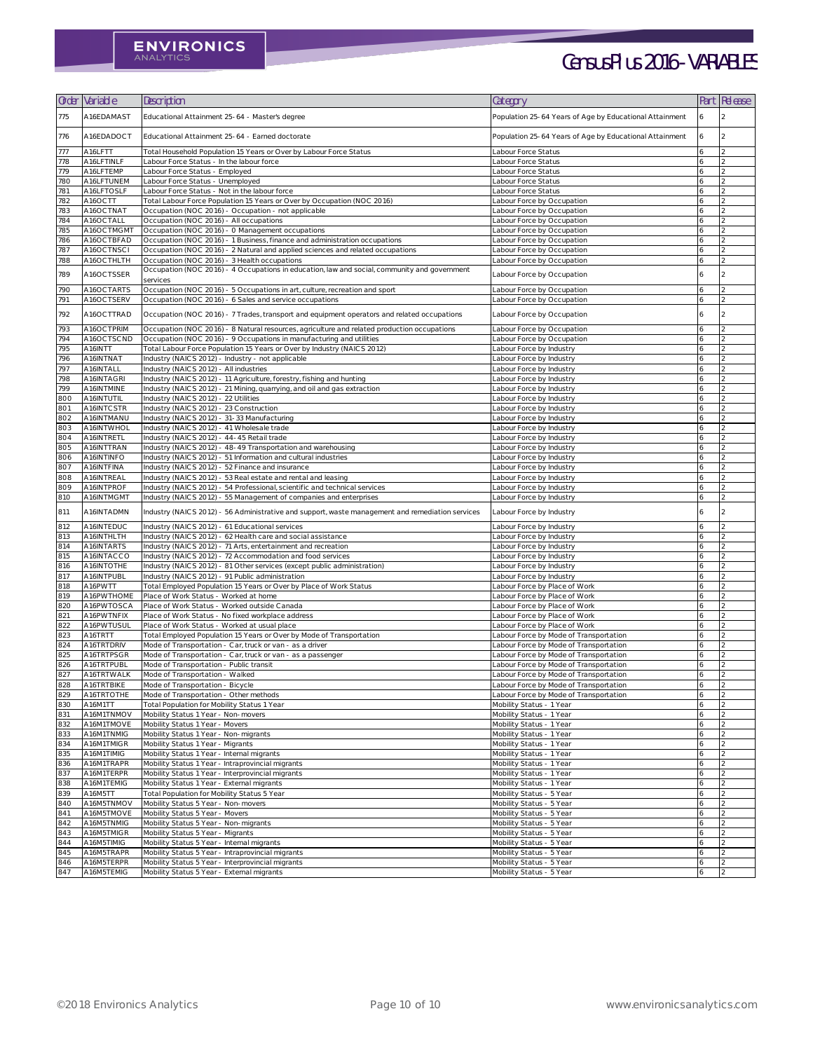| Order | Variable | Description | Category | Part | Release |
|---|---|---|---|---|---|
| 775 | A16EDAMAST | Educational Attainment 25-64 - Master's degree | Population 25-64 Years of Age by Educational Attainment | 6 | 2 |
| 776 | A16EDADOCT | Educational Attainment 25-64 - Earned doctorate | Population 25-64 Years of Age by Educational Attainment | 6 | 2 |
| 777 | A16LFTT | Total Household Population 15 Years or Over by Labour Force Status | Labour Force Status | 6 | 2 |
| 778 | A16LFTINLF | Labour Force Status - In the labour force | Labour Force Status | 6 | 2 |
| 779 | A16LFTEMP | Labour Force Status - Employed | Labour Force Status | 6 | 2 |
| 780 | A16LFTUNEM | Labour Force Status - Unemployed | Labour Force Status | 6 | 2 |
| 781 | A16LFTOSLF | Labour Force Status - Not in the labour force | Labour Force Status | 6 | 2 |
| 782 | A16OCTT | Total Labour Force Population 15 Years or Over by Occupation (NOC 2016) | Labour Force by Occupation | 6 | 2 |
| 783 | A16OCTNAT | Occupation (NOC 2016) - Occupation - not applicable | Labour Force by Occupation | 6 | 2 |
| 784 | A16OCTALL | Occupation (NOC 2016) - All occupations | Labour Force by Occupation | 6 | 2 |
| 785 | A16OCTMGMT | Occupation (NOC 2016) - 0 Management occupations | Labour Force by Occupation | 6 | 2 |
| 786 | A16OCTBFAD | Occupation (NOC 2016) - 1 Business, finance and administration occupations | Labour Force by Occupation | 6 | 2 |
| 787 | A16OCTNSCI | Occupation (NOC 2016) - 2 Natural and applied sciences and related occupations | Labour Force by Occupation | 6 | 2 |
| 788 | A16OCTHLTH | Occupation (NOC 2016) - 3 Health occupations | Labour Force by Occupation | 6 | 2 |
| 789 | A16OCTSSER | Occupation (NOC 2016) - 4 Occupations in education, law and social, community and government services | Labour Force by Occupation | 6 | 2 |
| 790 | A16OCTARTS | Occupation (NOC 2016) - 5 Occupations in art, culture, recreation and sport | Labour Force by Occupation | 6 | 2 |
| 791 | A16OCTSERV | Occupation (NOC 2016) - 6 Sales and service occupations | Labour Force by Occupation | 6 | 2 |
| 792 | A16OCTTRAD | Occupation (NOC 2016) - 7 Trades, transport and equipment operators and related occupations | Labour Force by Occupation | 6 | 2 |
| 793 | A16OCTPRIM | Occupation (NOC 2016) - 8 Natural resources, agriculture and related production occupations | Labour Force by Occupation | 6 | 2 |
| 794 | A16OCTSCND | Occupation (NOC 2016) - 9 Occupations in manufacturing and utilities | Labour Force by Occupation | 6 | 2 |
| 795 | A16INTT | Total Labour Force Population 15 Years or Over by Industry (NAICS 2012) | Labour Force by Industry | 6 | 2 |
| 796 | A16INTNAT | Industry (NAICS 2012) - Industry - not applicable | Labour Force by Industry | 6 | 2 |
| 797 | A16INTALL | Industry (NAICS 2012) - All industries | Labour Force by Industry | 6 | 2 |
| 798 | A16INTAGRI | Industry (NAICS 2012) - 11 Agriculture, forestry, fishing and hunting | Labour Force by Industry | 6 | 2 |
| 799 | A16INTMINE | Industry (NAICS 2012) - 21 Mining, quarrying, and oil and gas extraction | Labour Force by Industry | 6 | 2 |
| 800 | A16INTUTIL | Industry (NAICS 2012) - 22 Utilities | Labour Force by Industry | 6 | 2 |
| 801 | A16INTCSTR | Industry (NAICS 2012) - 23 Construction | Labour Force by Industry | 6 | 2 |
| 802 | A16INTMANU | Industry (NAICS 2012) - 31-33 Manufacturing | Labour Force by Industry | 6 | 2 |
| 803 | A16INTWHOL | Industry (NAICS 2012) - 41 Wholesale trade | Labour Force by Industry | 6 | 2 |
| 804 | A16INTRETL | Industry (NAICS 2012) - 44-45 Retail trade | Labour Force by Industry | 6 | 2 |
| 805 | A16INTTRAN | Industry (NAICS 2012) - 48-49 Transportation and warehousing | Labour Force by Industry | 6 | 2 |
| 806 | A16INTINFO | Industry (NAICS 2012) - 51 Information and cultural industries | Labour Force by Industry | 6 | 2 |
| 807 | A16INTFINA | Industry (NAICS 2012) - 52 Finance and insurance | Labour Force by Industry | 6 | 2 |
| 808 | A16INTREAL | Industry (NAICS 2012) - 53 Real estate and rental and leasing | Labour Force by Industry | 6 | 2 |
| 809 | A16INTPROF | Industry (NAICS 2012) - 54 Professional, scientific and technical services | Labour Force by Industry | 6 | 2 |
| 810 | A16INTMGMT | Industry (NAICS 2012) - 55 Management of companies and enterprises | Labour Force by Industry | 6 | 2 |
| 811 | A16INTADMN | Industry (NAICS 2012) - 56 Administrative and support, waste management and remediation services | Labour Force by Industry | 6 | 2 |
| 812 | A16INTEDUC | Industry (NAICS 2012) - 61 Educational services | Labour Force by Industry | 6 | 2 |
| 813 | A16INTHLTH | Industry (NAICS 2012) - 62 Health care and social assistance | Labour Force by Industry | 6 | 2 |
| 814 | A16INTARTS | Industry (NAICS 2012) - 71 Arts, entertainment and recreation | Labour Force by Industry | 6 | 2 |
| 815 | A16INTACCO | Industry (NAICS 2012) - 72 Accommodation and food services | Labour Force by Industry | 6 | 2 |
| 816 | A16INTOTHE | Industry (NAICS 2012) - 81 Other services (except public administration) | Labour Force by Industry | 6 | 2 |
| 817 | A16INTPUBL | Industry (NAICS 2012) - 91 Public administration | Labour Force by Industry | 6 | 2 |
| 818 | A16PWTT | Total Employed Population 15 Years or Over by Place of Work Status | Labour Force by Place of Work | 6 | 2 |
| 819 | A16PWTHOME | Place of Work Status - Worked at home | Labour Force by Place of Work | 6 | 2 |
| 820 | A16PWTOSCA | Place of Work Status - Worked outside Canada | Labour Force by Place of Work | 6 | 2 |
| 821 | A16PWTNFIX | Place of Work Status - No fixed workplace address | Labour Force by Place of Work | 6 | 2 |
| 822 | A16PWTUSUL | Place of Work Status - Worked at usual place | Labour Force by Place of Work | 6 | 2 |
| 823 | A16TRTT | Total Employed Population 15 Years or Over by Mode of Transportation | Labour Force by Mode of Transportation | 6 | 2 |
| 824 | A16TRTDRIV | Mode of Transportation - Car, truck or van - as a driver | Labour Force by Mode of Transportation | 6 | 2 |
| 825 | A16TRTPSGR | Mode of Transportation - Car, truck or van - as a passenger | Labour Force by Mode of Transportation | 6 | 2 |
| 826 | A16TRTPUBL | Mode of Transportation - Public transit | Labour Force by Mode of Transportation | 6 | 2 |
| 827 | A16TRTWALK | Mode of Transportation - Walked | Labour Force by Mode of Transportation | 6 | 2 |
| 828 | A16TRTBIKE | Mode of Transportation - Bicycle | Labour Force by Mode of Transportation | 6 | 2 |
| 829 | A16TRTOTHE | Mode of Transportation - Other methods | Labour Force by Mode of Transportation | 6 | 2 |
| 830 | A16M1TT | Total Population for Mobility Status 1 Year | Mobility Status - 1 Year | 6 | 2 |
| 831 | A16M1TNMOV | Mobility Status 1 Year - Non-movers | Mobility Status - 1 Year | 6 | 2 |
| 832 | A16M1TMOVE | Mobility Status 1 Year - Movers | Mobility Status - 1 Year | 6 | 2 |
| 833 | A16M1TNMIG | Mobility Status 1 Year - Non-migrants | Mobility Status - 1 Year | 6 | 2 |
| 834 | A16M1TMIGR | Mobility Status 1 Year - Migrants | Mobility Status - 1 Year | 6 | 2 |
| 835 | A16M1TIMIG | Mobility Status 1 Year - Internal migrants | Mobility Status - 1 Year | 6 | 2 |
| 836 | A16M1TRAPR | Mobility Status 1 Year - Intraprovincial migrants | Mobility Status - 1 Year | 6 | 2 |
| 837 | A16M1TERPR | Mobility Status 1 Year - Interprovincial migrants | Mobility Status - 1 Year | 6 | 2 |
| 838 | A16M1TEMIG | Mobility Status 1 Year - External migrants | Mobility Status - 1 Year | 6 | 2 |
| 839 | A16M5TT | Total Population for Mobility Status 5 Year | Mobility Status - 5 Year | 6 | 2 |
| 840 | A16M5TNMOV | Mobility Status 5 Year - Non-movers | Mobility Status - 5 Year | 6 | 2 |
| 841 | A16M5TMOVE | Mobility Status 5 Year - Movers | Mobility Status - 5 Year | 6 | 2 |
| 842 | A16M5TNMIG | Mobility Status 5 Year - Non-migrants | Mobility Status - 5 Year | 6 | 2 |
| 843 | A16M5TMIGR | Mobility Status 5 Year - Migrants | Mobility Status - 5 Year | 6 | 2 |
| 844 | A16M5TIMIG | Mobility Status 5 Year - Internal migrants | Mobility Status - 5 Year | 6 | 2 |
| 845 | A16M5TRAPR | Mobility Status 5 Year - Intraprovincial migrants | Mobility Status - 5 Year | 6 | 2 |
| 846 | A16M5TERPR | Mobility Status 5 Year - Interprovincial migrants | Mobility Status - 5 Year | 6 | 2 |
| 847 | A16M5TEMIG | Mobility Status 5 Year - External migrants | Mobility Status - 5 Year | 6 | 2 |